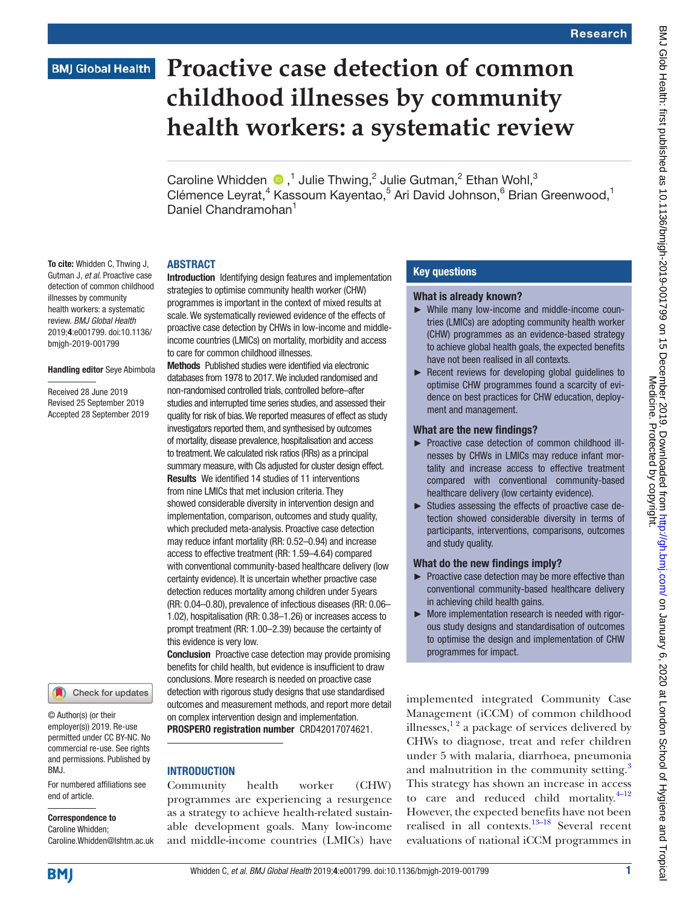# Proactive case detection of common childhood illnesses by community health workers: a systematic review

Caroline Whidden,[1] Julie Thwing,[2] Julie Gutman,[2] Ethan Wohl,[3] Clémence Leyrat,[4] Kassoum Kayentao,[5] Ari David Johnson,[6] Brian Greenwood,[1] Daniel Chandramohan[1]

**To cite:** Whidden C, Thwing J, Gutman J, *et al*. Proactive case detection of common childhood illnesses by community health workers: a systematic review. *BMJ Global Health* 2019;**4**:e001799. doi:10.1136/bmjgh-2019-001799

**Handling editor** Seye Abimbola

Received 28 June 2019
Revised 25 September 2019
Accepted 28 September 2019

© Author(s) (or their employer(s)) 2019. Re-use permitted under CC BY-NC. No commercial re-use. See rights and permissions. Published by BMJ.

For numbered affiliations see end of article.

**Correspondence to**
Caroline Whidden;
Caroline.Whidden@lshtm.ac.uk

## ABSTRACT

**Introduction** Identifying design features and implementation strategies to optimise community health worker (CHW) programmes is important in the context of mixed results at scale. We systematically reviewed evidence of the effects of proactive case detection by CHWs in low-income and middle-income countries (LMICs) on mortality, morbidity and access to care for common childhood illnesses.

**Methods** Published studies were identified via electronic databases from 1978 to 2017. We included randomised and non-randomised controlled trials, controlled before–after studies and interrupted time series studies, and assessed their quality for risk of bias. We reported measures of effect as study investigators reported them, and synthesised by outcomes of mortality, disease prevalence, hospitalisation and access to treatment. We calculated risk ratios (RRs) as a principal summary measure, with CIs adjusted for cluster design effect.

**Results** We identified 14 studies of 11 interventions from nine LMICs that met inclusion criteria. They showed considerable diversity in intervention design and implementation, comparison, outcomes and study quality, which precluded meta-analysis. Proactive case detection may reduce infant mortality (RR: 0.52–0.94) and increase access to effective treatment (RR: 1.59–4.64) compared with conventional community-based healthcare delivery (low certainty evidence). It is uncertain whether proactive case detection reduces mortality among children under 5 years (RR: 0.04–0.80), prevalence of infectious diseases (RR: 0.06–1.02), hospitalisation (RR: 0.38–1.26) or increases access to prompt treatment (RR: 1.00–2.39) because the certainty of this evidence is very low.

**Conclusion** Proactive case detection may provide promising benefits for child health, but evidence is insufficient to draw conclusions. More research is needed on proactive case detection with rigorous study designs that use standardised outcomes and measurement methods, and report more detail on complex intervention design and implementation.

**PROSPERO registration number** CRD42017074621.

### Key questions

**What is already known?**

- While many low-income and middle-income countries (LMICs) are adopting community health worker (CHW) programmes as an evidence-based strategy to achieve global health goals, the expected benefits have not been realised in all contexts.
- Recent reviews for developing global guidelines to optimise CHW programmes found a scarcity of evidence on best practices for CHW education, deployment and management.

**What are the new findings?**

- Proactive case detection of common childhood illnesses by CHWs in LMICs may reduce infant mortality and increase access to effective treatment compared with conventional community-based healthcare delivery (low certainty evidence).
- Studies assessing the effects of proactive case detection showed considerable diversity in terms of participants, interventions, comparisons, outcomes and study quality.

**What do the new findings imply?**

- Proactive case detection may be more effective than conventional community-based healthcare delivery in achieving child health gains.
- More implementation research is needed with rigorous study designs and standardisation of outcomes to optimise the design and implementation of CHW programmes for impact.

## INTRODUCTION

Community health worker (CHW) programmes are experiencing a resurgence as a strategy to achieve health-related sustainable development goals. Many low-income and middle-income countries (LMICs) have implemented integrated Community Case Management (iCCM) of common childhood illnesses,[1 2] a package of services delivered by CHWs to diagnose, treat and refer children under 5 with malaria, diarrhoea, pneumonia and malnutrition in the community setting.[3] This strategy has shown an increase in access to care and reduced child mortality.[4–12] However, the expected benefits have not been realised in all contexts.[13–18] Several recent evaluations of national iCCM programmes in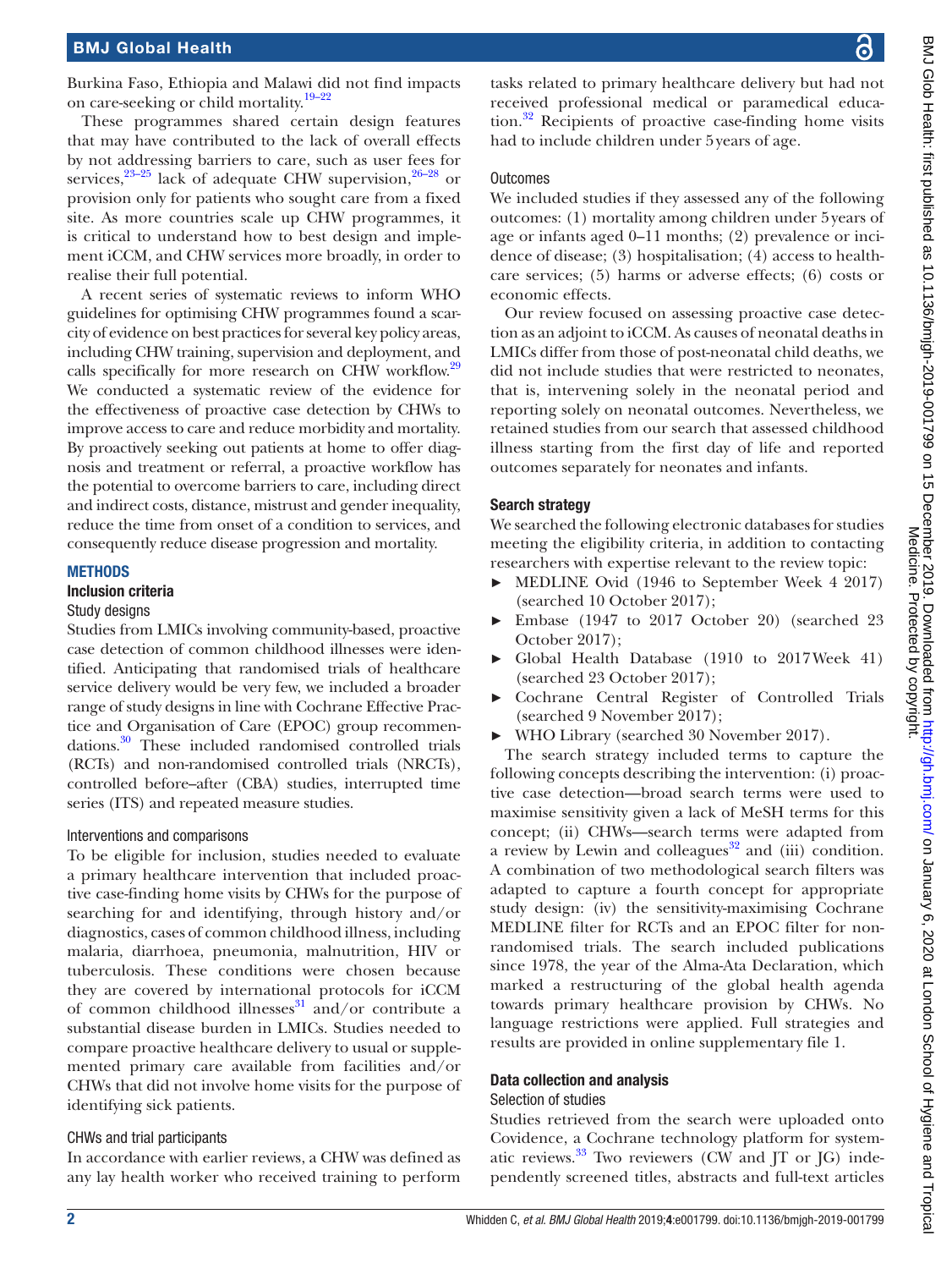Burkina Faso, Ethiopia and Malawi did not find impacts on care-seeking or child mortality.[19–22]

These programmes shared certain design features that may have contributed to the lack of overall effects by not addressing barriers to care, such as user fees for services,[23–25] lack of adequate CHW supervision,[26–28] or provision only for patients who sought care from a fixed site. As more countries scale up CHW programmes, it is critical to understand how to best design and implement iCCM, and CHW services more broadly, in order to realise their full potential.

A recent series of systematic reviews to inform WHO guidelines for optimising CHW programmes found a scarcity of evidence on best practices for several key policy areas, including CHW training, supervision and deployment, and calls specifically for more research on CHW workflow.[29] We conducted a systematic review of the evidence for the effectiveness of proactive case detection by CHWs to improve access to care and reduce morbidity and mortality. By proactively seeking out patients at home to offer diagnosis and treatment or referral, a proactive workflow has the potential to overcome barriers to care, including direct and indirect costs, distance, mistrust and gender inequality, reduce the time from onset of a condition to services, and consequently reduce disease progression and mortality.

## METHODS

### Inclusion criteria

#### Study designs

Studies from LMICs involving community-based, proactive case detection of common childhood illnesses were identified. Anticipating that randomised trials of healthcare service delivery would be very few, we included a broader range of study designs in line with Cochrane Effective Practice and Organisation of Care (EPOC) group recommendations.[30] These included randomised controlled trials (RCTs) and non-randomised controlled trials (NRCTs), controlled before–after (CBA) studies, interrupted time series (ITS) and repeated measure studies.

#### Interventions and comparisons

To be eligible for inclusion, studies needed to evaluate a primary healthcare intervention that included proactive case-finding home visits by CHWs for the purpose of searching for and identifying, through history and/or diagnostics, cases of common childhood illness, including malaria, diarrhoea, pneumonia, malnutrition, HIV or tuberculosis. These conditions were chosen because they are covered by international protocols for iCCM of common childhood illnesses[31] and/or contribute a substantial disease burden in LMICs. Studies needed to compare proactive healthcare delivery to usual or supplemented primary care available from facilities and/or CHWs that did not involve home visits for the purpose of identifying sick patients.

#### CHWs and trial participants

In accordance with earlier reviews, a CHW was defined as any lay health worker who received training to perform tasks related to primary healthcare delivery but had not received professional medical or paramedical education.[32] Recipients of proactive case-finding home visits had to include children under 5 years of age.

#### Outcomes

We included studies if they assessed any of the following outcomes: (1) mortality among children under 5 years of age or infants aged 0–11 months; (2) prevalence or incidence of disease; (3) hospitalisation; (4) access to healthcare services; (5) harms or adverse effects; (6) costs or economic effects.

Our review focused on assessing proactive case detection as an adjoint to iCCM. As causes of neonatal deaths in LMICs differ from those of post-neonatal child deaths, we did not include studies that were restricted to neonates, that is, intervening solely in the neonatal period and reporting solely on neonatal outcomes. Nevertheless, we retained studies from our search that assessed childhood illness starting from the first day of life and reported outcomes separately for neonates and infants.

### Search strategy

We searched the following electronic databases for studies meeting the eligibility criteria, in addition to contacting researchers with expertise relevant to the review topic:

- MEDLINE Ovid (1946 to September Week 4 2017) (searched 10 October 2017);
- Embase (1947 to 2017 October 20) (searched 23 October 2017);
- Global Health Database (1910 to 2017 Week 41) (searched 23 October 2017);
- Cochrane Central Register of Controlled Trials (searched 9 November 2017);
- WHO Library (searched 30 November 2017).

The search strategy included terms to capture the following concepts describing the intervention: (i) proactive case detection—broad search terms were used to maximise sensitivity given a lack of MeSH terms for this concept; (ii) CHWs—search terms were adapted from a review by Lewin and colleagues[32] and (iii) condition. A combination of two methodological search filters was adapted to capture a fourth concept for appropriate study design: (iv) the sensitivity-maximising Cochrane MEDLINE filter for RCTs and an EPOC filter for non-randomised trials. The search included publications since 1978, the year of the Alma-Ata Declaration, which marked a restructuring of the global health agenda towards primary healthcare provision by CHWs. No language restrictions were applied. Full strategies and results are provided in online supplementary file 1.

### Data collection and analysis

#### Selection of studies

Studies retrieved from the search were uploaded onto Covidence, a Cochrane technology platform for systematic reviews.[33] Two reviewers (CW and JT or JG) independently screened titles, abstracts and full-text articles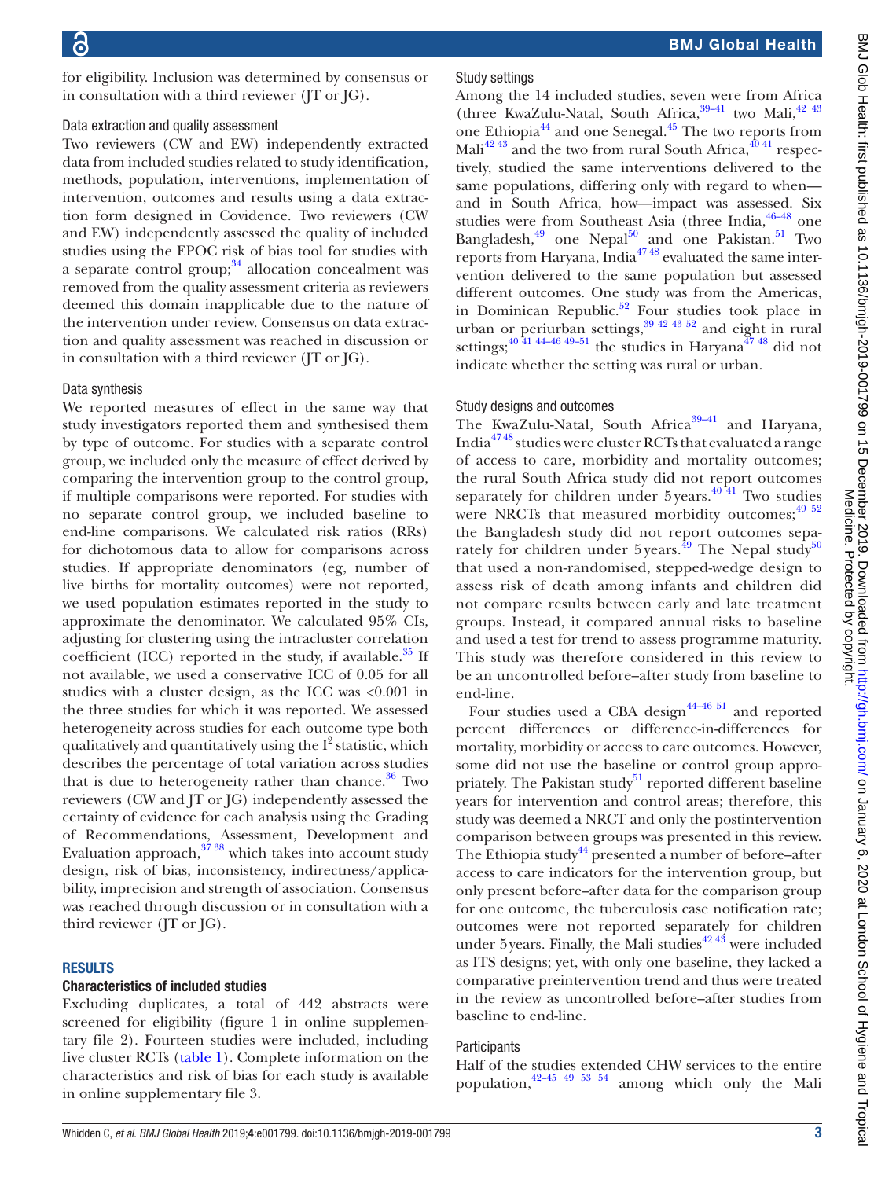for eligibility. Inclusion was determined by consensus or in consultation with a third reviewer (JT or JG).

### Data extraction and quality assessment

Two reviewers (CW and EW) independently extracted data from included studies related to study identification, methods, population, interventions, implementation of intervention, outcomes and results using a data extraction form designed in Covidence. Two reviewers (CW and EW) independently assessed the quality of included studies using the EPOC risk of bias tool for studies with a separate control group;[34] allocation concealment was removed from the quality assessment criteria as reviewers deemed this domain inapplicable due to the nature of the intervention under review. Consensus on data extraction and quality assessment was reached in discussion or in consultation with a third reviewer (JT or JG).

### Data synthesis

We reported measures of effect in the same way that study investigators reported them and synthesised them by type of outcome. For studies with a separate control group, we included only the measure of effect derived by comparing the intervention group to the control group, if multiple comparisons were reported. For studies with no separate control group, we included baseline to end-line comparisons. We calculated risk ratios (RRs) for dichotomous data to allow for comparisons across studies. If appropriate denominators (eg, number of live births for mortality outcomes) were not reported, we used population estimates reported in the study to approximate the denominator. We calculated 95% CIs, adjusting for clustering using the intracluster correlation coefficient (ICC) reported in the study, if available.[35] If not available, we used a conservative ICC of 0.05 for all studies with a cluster design, as the ICC was <0.001 in the three studies for which it was reported. We assessed heterogeneity across studies for each outcome type both qualitatively and quantitatively using the $I^2$ statistic, which describes the percentage of total variation across studies that is due to heterogeneity rather than chance.[36] Two reviewers (CW and JT or JG) independently assessed the certainty of evidence for each analysis using the Grading of Recommendations, Assessment, Development and Evaluation approach,[37 38] which takes into account study design, risk of bias, inconsistency, indirectness/applicability, imprecision and strength of association. Consensus was reached through discussion or in consultation with a third reviewer (JT or JG).

## RESULTS

### Characteristics of included studies

Excluding duplicates, a total of 442 abstracts were screened for eligibility (figure 1 in online supplementary file 2). Fourteen studies were included, including five cluster RCTs (table 1). Complete information on the characteristics and risk of bias for each study is available in online supplementary file 3.

### Study settings

Among the 14 included studies, seven were from Africa (three KwaZulu-Natal, South Africa,[39–41] two Mali,[42 43] one Ethiopia[44] and one Senegal.[45] The two reports from Mali[42 43] and the two from rural South Africa,[40 41] respectively, studied the same interventions delivered to the same populations, differing only with regard to when—and in South Africa, how—impact was assessed. Six studies were from Southeast Asia (three India,[46–48] one Bangladesh,[49] one Nepal[50] and one Pakistan.[51] Two reports from Haryana, India[47 48] evaluated the same intervention delivered to the same population but assessed different outcomes. One study was from the Americas, in Dominican Republic.[52] Four studies took place in urban or periurban settings,[39 42 43 52] and eight in rural settings;[40 41 44–46 49–51] the studies in Haryana[47 48] did not indicate whether the setting was rural or urban.

### Study designs and outcomes

The KwaZulu-Natal, South Africa[39–41] and Haryana, India[47 48] studies were cluster RCTs that evaluated a range of access to care, morbidity and mortality outcomes; the rural South Africa study did not report outcomes separately for children under 5 years.[40 41] Two studies were NRCTs that measured morbidity outcomes;[49 52] the Bangladesh study did not report outcomes separately for children under 5 years.[49] The Nepal study[50] that used a non-randomised, stepped-wedge design to assess risk of death among infants and children did not compare results between early and late treatment groups. Instead, it compared annual risks to baseline and used a test for trend to assess programme maturity. This study was therefore considered in this review to be an uncontrolled before–after study from baseline to end-line.

Four studies used a CBA design[44–46 51] and reported percent differences or difference-in-differences for mortality, morbidity or access to care outcomes. However, some did not use the baseline or control group appropriately. The Pakistan study[51] reported different baseline years for intervention and control areas; therefore, this study was deemed a NRCT and only the postintervention comparison between groups was presented in this review. The Ethiopia study[44] presented a number of before–after access to care indicators for the intervention group, but only present before–after data for the comparison group for one outcome, the tuberculosis case notification rate; outcomes were not reported separately for children under 5 years. Finally, the Mali studies[42 43] were included as ITS designs; yet, with only one baseline, they lacked a comparative preintervention trend and thus were treated in the review as uncontrolled before–after studies from baseline to end-line.

### Participants

Half of the studies extended CHW services to the entire population,[42–45 49 53 54] among which only the Mali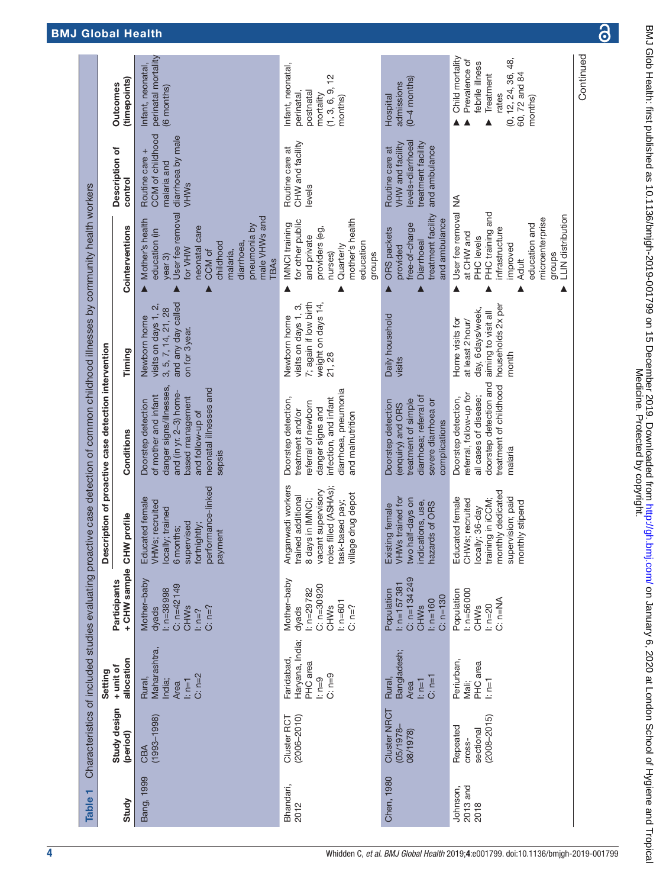**Table 1** Characteristics of included studies evaluating proactive case detection of common childhood illnesses by community health workers

| Study | Study design (period) | Setting + unit of allocation | Participants + CHW sample | Description of proactive case detection intervention | | | | Description of control | Outcomes (timepoints) |
|---|---|---|---|---|---|---|---|---|---|
| | | | | CHW profile | Conditions | Timing | Cointerventions | | |
| Bang, 1999 | CBA (1993–1998) | Rural, Maharashtra, India; Area I: n=1 C: n=2 | Mother–baby dyads I: n=38 998 C: n=42 149 CHWs I: n=? C: n=? | Educated female VHWs; recruited locally; trained 6 months; supervised fortnightly; performance-linked payment | Doorstep detection of mother and infant danger signs/illnesses, and (in yr. 2–3) home-based management and follow-up of neonatal illnesses and sepsis | Newborn home visits on days 1, 2, 3, 5, 7, 14, 21, 28 and any day called on for 3 year. | ▶ Mother's health education (in year 3) ▶ User fee removal for VHW neonatal care ▶ CCM of childhood malaria, diarrhoea, pneumonia by male VHWs and TBAs | Routine care + CCM of childhood malaria and diarrhoea by male VHWs | Infant, neonatal, perinatal mortality (6 months) |
| Bhandari, 2012 | Cluster RCT (2006–2010) | Faridabad, Haryana, India; PHC area I: n=9 C: n=9 | Mother–baby dyads I: n=29 782 C: n=30 920 CHWs I: n=601 C: n=? | Anganwadi workers trained additional 8 days in IMNCI; vacant supervisory roles filled (ASHAs); task-based pay; village drug depot | Doorstep detection, treatment and/or referral of newborn danger signs and infection, and infant diarrhoea, pneumonia and malnutrition | Newborn home visits on days 1, 3, 7; again if low birth weight on days 14, 21, 28 | ▶ IMNCI training for other public and private providers (eg, nurses) ▶ Quarterly mother's health education groups | Routine care at CHW and facility levels | Infant, neonatal, perinatal, postnatal mortality (1, 3, 6, 9, 12 months) |
| Chen, 1980 | Cluster NRCT (05/1978–08/1978) | Rural, Bangladesh; Area I: n=1 C: n=1 | Population I: n=157 381 C: n=134 249 CHWs I: n=160 C: n=130 | Existing female VHWs trained for two half-days on indications, use, hazards of ORS | Doorstep detection (enquiry) and ORS treatment of simple diarrhoea; referral of severe diarrhoea or complications | Daily household visits | ▶ ORS packets provided free-of-charge ▶ Diarrhoeal treatment facility and ambulance | Routine care at VHW and facility levels-diarrhoeal treatment facility and ambulance | Hospital admissions (0–4 months) |
| Johnson, 2013 and 2018 | Repeated cross-sectional (2008–2015) | Periurban, Mali; PHC area I: n=1 | Population I: n=56 000 CHWs I: n=20 C: n=NA | Educated female CHWs; recruited locally; 36-day training in iCCM; monthly dedicated supervision; paid monthly stipend | Doorstep detection, referral, follow-up for all cases of disease; doorstep detection and treatment of childhood malaria | Home visits for at least 2 hour/day, 6 days/week, aiming to visit all households 2x per month | ▶ User fee removal at CHW and PHC levels ▶ PHC training and infrastructure improved ▶ Adult education and microenterprise groups ▶ LLIN distribution | NA | ▶ Child mortality ▶ Prevalence of febrile illness ▶ Treatment rates (0, 12, 24, 36, 48, 60, 72 and 84 months) |

Continued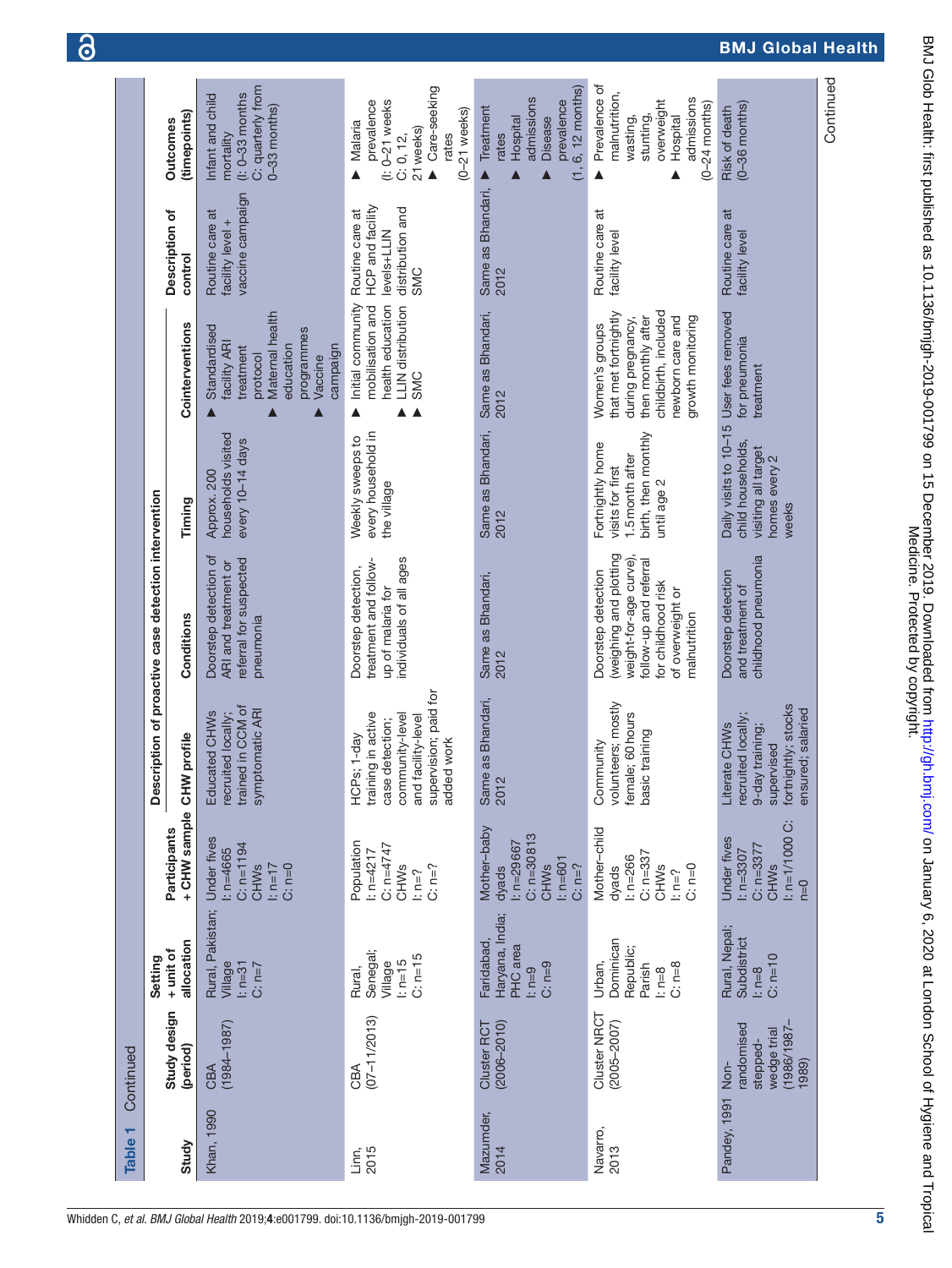**Table 1** Continued

| Study | Study design (period) | Setting + unit of allocation | Participants + CHW sample | Description of proactive case detection intervention | | | | | |
|---|---|---|---|---|---|---|---|---|---|
| | | | | CHW profile | Conditions | Timing | Cointerventions | Description of control | Outcomes (timepoints) |
| Khan, 1990 | CBA (1984–1987) | Rural, Pakistan; Village I: n=31 C: n=7 | Under fives I: n=4665 C: n=1194 CHWs I: n=17 C: n=0 | Educated CHWs recruited locally; trained in CCM of symptomatic ARI | Doorstep detection of ARI and treatment or referral for suspected pneumonia | Approx. 200 households visited every 10–14 days | ▲ Standardised facility ARI treatment protocol ▲ Maternal health education programmes ▲ Vaccine campaign | Routine care at facility level + vaccine campaign | Infant and child mortality (I: 0–33 months C: quarterly from 0–33 months) |
| Linn, 2015 | CBA (07–11/2013) | Rural, Senegal; Village I: n=15 C: n=15 | Population I: n=4217 C: n=4747 CHWs I: n=? C: n=? | HCPs; 1-day training in active case detection; community-level and facility-level supervision; paid for added work | Doorstep detection, treatment and follow-up of malaria for individuals of all ages | Weekly sweeps to every household in the village | ▲ Initial community mobilisation and health education ▲ LLIN distribution ▲ SMC | Routine care at HCP and facility levels+LLIN distribution and SMC | ▲ Malaria prevalence (I: 0–21 weeks C: 0, 12, 21 weeks) ▲ Care-seeking rates (0–21 weeks) |
| Mazumder, 2014 | Cluster RCT (2006–2010) | Faridabad, Haryana, India; PHC area I: n=9 C: n=9 | Mother–baby dyads I: n=29667 C: n=30813 CHWs I: n=601 C: n=? | Same as Bhandari, 2012 | Same as Bhandari, 2012 | Same as Bhandari, 2012 | Same as Bhandari, 2012 | Same as Bhandari, 2012 | ▲ Treatment rates ▲ Hospital admissions ▲ Disease prevalence (1, 6, 12 months) |
| Navarro, 2013 | Cluster NRCT (2005–2007) | Urban, Dominican Republic; Parish I: n=8 C: n=8 | Mother–child dyads I: n=266 C: n=337 CHWs I: n=? C: n=0 | Community volunteers; mostly female; 60 hours basic training | Doorstep detection (weighing and plotting weight-for-age curve), follow-up and referral for childhood risk of overweight or malnutrition | Fortnightly home visits for first 1.5 month after birth, then monthly until age 2 | Women's groups that met fortnightly during pregnancy, then monthly after childbirth, included newborn care and growth monitoring | Routine care at facility level | ▲ Prevalence of malnutrition, wasting, stunting, overweight ▲ Hospital admissions (0–24 months) |
| Pandey, 1991 | Non-randomised stepped-wedge trial (1986/1987–1989) | Rural, Nepal; Subdistrict I: n=8 C: n=10 | Under fives I: n=3307 C: n=3377 CHWs I: n=1/1000 C: n=0 | Literate CHWs recruited locally; 9-day training; supervised fortnightly; stocks ensured; salaried | Doorstep detection and treatment of childhood pneumonia | Daily visits to 10–15 child households, visiting all target homes every 2 weeks | User fees removed for pneumonia treatment | Routine care at facility level | Risk of death (0–36 months) |

Continued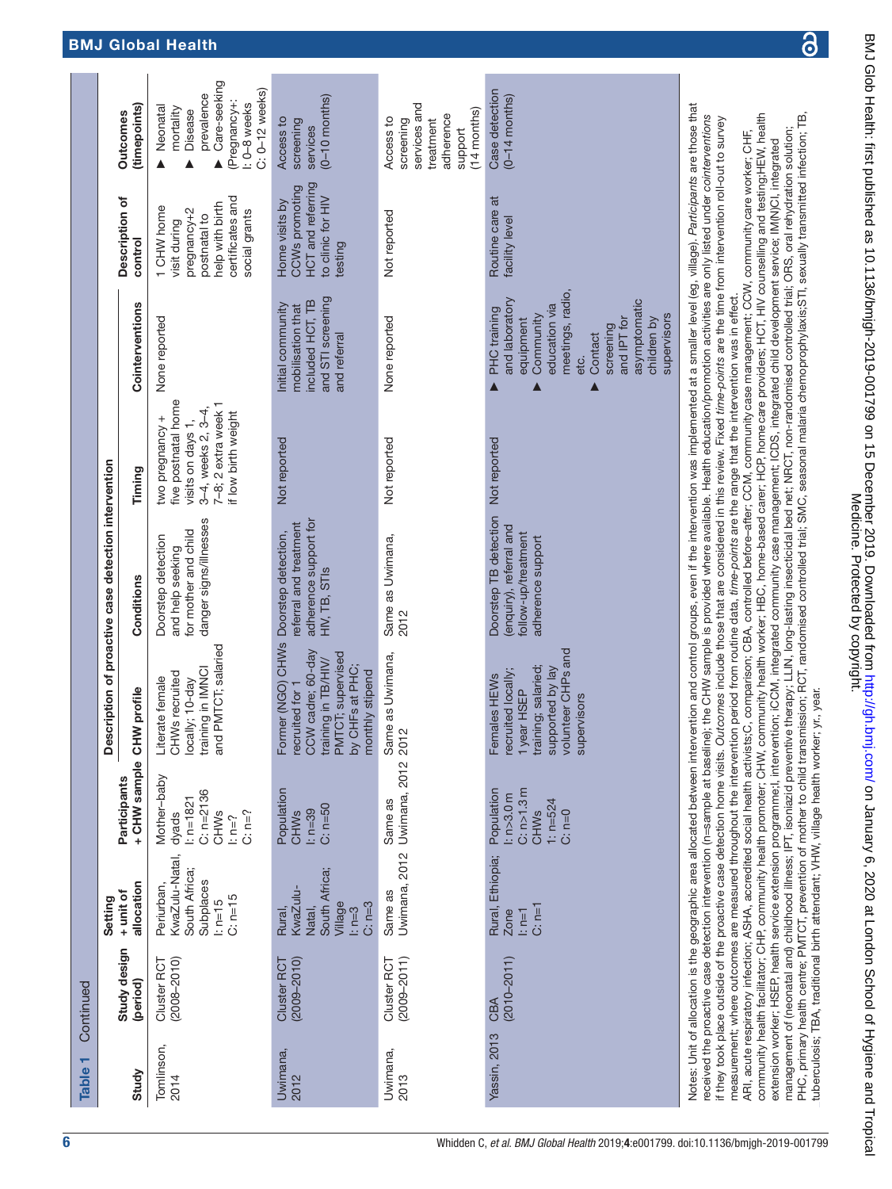**Table 1** Continued

| Study | Study design (period) | Setting + unit of allocation | Participants + CHW sample | Description of proactive case detection intervention | | | | Description of control | Outcomes (timepoints) |
|---|---|---|---|---|---|---|---|---|---|
| | | | | CHW profile | Conditions | Timing | Cointerventions | | |
| Tomlinson, 2014 | Cluster RCT (2008–2010) | Periurban, KwaZulu-Natal, South Africa; Subplaces I: n=15 C: n=15 | Mother–baby dyads I: n=1821 C: n=2136 CHWs I: n=? C: n=? | Literate female CHWs recruited locally; 10-day training in IMNCI and PMTCT; salaried | Doorstep detection and help seeking for mother and child danger signs/illnesses | two pregnancy + five postnatal home visits on days 1, 3–4, weeks 2, 3–4, 7–8; 2 extra week 1 if low birth weight | None reported | 1 CHW home visit during pregnancy+2 postnatal to help with birth certificates and social grants | ▲ Neonatal mortality ▲ Disease prevalence ▲ Care-seeking (Pregnancy+: I: 0–8 weeks C: 0–12 weeks) |
| Uwimana, 2012 | Cluster RCT (2009–2010) | Rural, KwaZulu-Natal, South Africa; Village I: n=3 C: n=3 | Population CHWs I: n=39 C: n=50 | Former (NGO) CHWs recruited for 1 CCW cadre; 60-day training in TB/HIV/PMTCT; supervised by CHFs at PHC; monthly stipend | Doorstep detection, referral and treatment adherence support for HIV, TB, STIs | Not reported | Initial community mobilisation that included HCT, TB and STI screening and referral | Home visits by CCWs promoting HCT and referring to clinic for HIV testing | Access to screening services (0–10 months) |
| Uwimana, 2013 | Cluster RCT (2009–2011) | Same as Uwimana, 2012 | Same as Uwimana, 2012 | Same as Uwimana, 2012 | Same as Uwimana, 2012 | Not reported | None reported | Not reported | Access to screening services and treatment adherence support (14 months) |
| Yassin, 2013 | CBA (2010–2011) | Rural, Ethiopia; Zone I: n=1 C: n=1 | Population I: n>3.0 m C: n>1.3 m CHWs 1: n=524 C: n=0 | Females HEWs recruited locally; 1 year HSEP training; salaried; supported by lay volunteer CHPs and supervisors | Doorstep TB detection (enquiry), referral and follow-up/treatment adherence support | Not reported | ▲ PHC training and laboratory equipment ▲ Community education via meetings, radio, etc. ▲ Contact screening and IPT for asymptomatic children by supervisors | Routine care at facility level | Case detection (0–14 months) |

Notes: Unit of allocation is the geographic area allocated between intervention and control groups, even if the intervention was implemented at a smaller level (eg, village). *Participants* are those that received the proactive case detection intervention (n=sample at baseline); the CHW sample is provided where available. Health education/promotion activities are only listed under *cointerventions* if they took place outside of the proactive case detection home visits. *Outcomes* include those that are considered in this review. Fixed *time-points* are the time from intervention roll-out to survey measurement; where outcomes are measured throughout the intervention period from routine data, *time-points* are the range that the intervention was in effect.
ARI, acute respiratory infection; ASHA, accredited social health activists;C, comparison; CBA, controlled before–after; CCM, community case management; CCW, community care worker; CHF, community health facilitator; CHP, community health promoter; CHW, community health worker; HBC, home-based carer; HCP, home care providers; HCT, HIV counselling and testing;HEW, health extension worker; HSEP, health service extension programme;I, intervention; iCCM, integrated community case management; ICDS, integrated child development service; IM(N)CI, integrated management of (neonatal and) childhood illness; IPT, isoniazid preventive therapy; LLIN, long-lasting insecticidal bed net; NRCT, non-randomised controlled trial; ORS, oral rehydration solution; PHC, primary health centre; PMTCT, prevention of mother to child transmission; RCT, randomised controlled trial; SMC, seasonal malaria chemoprophylaxis;STI, sexually transmitted infection; TB, tuberculosis; TBA, traditional birth attendant; VHW, village health worker; yr., year.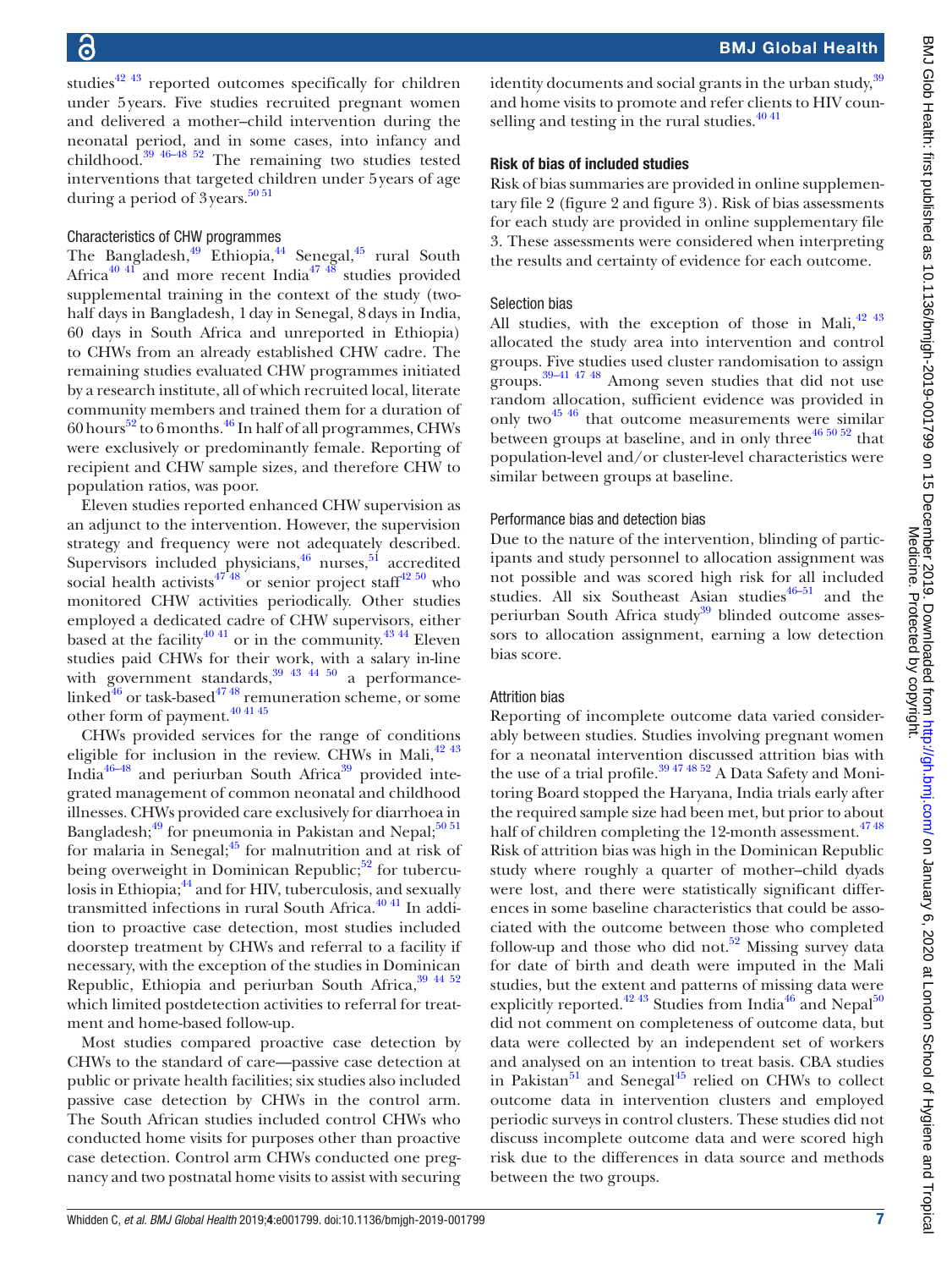studies[42 43] reported outcomes specifically for children under 5 years. Five studies recruited pregnant women and delivered a mother–child intervention during the neonatal period, and in some cases, into infancy and childhood.[39 46–48 52] The remaining two studies tested interventions that targeted children under 5 years of age during a period of 3 years.[50 51]

### Characteristics of CHW programmes

The Bangladesh,[49] Ethiopia,[44] Senegal,[45] rural South Africa[40 41] and more recent India[47 48] studies provided supplemental training in the context of the study (two-half days in Bangladesh, 1 day in Senegal, 8 days in India, 60 days in South Africa and unreported in Ethiopia) to CHWs from an already established CHW cadre. The remaining studies evaluated CHW programmes initiated by a research institute, all of which recruited local, literate community members and trained them for a duration of 60 hours[52] to 6 months.[46] In half of all programmes, CHWs were exclusively or predominantly female. Reporting of recipient and CHW sample sizes, and therefore CHW to population ratios, was poor.

Eleven studies reported enhanced CHW supervision as an adjunct to the intervention. However, the supervision strategy and frequency were not adequately described. Supervisors included physicians,[46] nurses,[51] accredited social health activists[47 48] or senior project staff[42 50] who monitored CHW activities periodically. Other studies employed a dedicated cadre of CHW supervisors, either based at the facility[40 41] or in the community.[43 44] Eleven studies paid CHWs for their work, with a salary in-line with government standards,[39 43 44 50] a performance-linked[46] or task-based[47 48] remuneration scheme, or some other form of payment.[40 41 45]

CHWs provided services for the range of conditions eligible for inclusion in the review. CHWs in Mali,[42 43] India[46–48] and periurban South Africa[39] provided integrated management of common neonatal and childhood illnesses. CHWs provided care exclusively for diarrhoea in Bangladesh;[49] for pneumonia in Pakistan and Nepal;[50 51] for malaria in Senegal;[45] for malnutrition and at risk of being overweight in Dominican Republic;[52] for tuberculosis in Ethiopia;[44] and for HIV, tuberculosis, and sexually transmitted infections in rural South Africa.[40 41] In addition to proactive case detection, most studies included doorstep treatment by CHWs and referral to a facility if necessary, with the exception of the studies in Dominican Republic, Ethiopia and periurban South Africa,[39 44 52] which limited postdetection activities to referral for treatment and home-based follow-up.

Most studies compared proactive case detection by CHWs to the standard of care—passive case detection at public or private health facilities; six studies also included passive case detection by CHWs in the control arm. The South African studies included control CHWs who conducted home visits for purposes other than proactive case detection. Control arm CHWs conducted one pregnancy and two postnatal home visits to assist with securing identity documents and social grants in the urban study,[39] and home visits to promote and refer clients to HIV counselling and testing in the rural studies.[40 41]

## Risk of bias of included studies

Risk of bias summaries are provided in online supplementary file 2 (figure 2 and figure 3). Risk of bias assessments for each study are provided in online supplementary file 3. These assessments were considered when interpreting the results and certainty of evidence for each outcome.

### Selection bias

All studies, with the exception of those in Mali,[42 43] allocated the study area into intervention and control groups. Five studies used cluster randomisation to assign groups.[39–41 47 48] Among seven studies that did not use random allocation, sufficient evidence was provided in only two[45 46] that outcome measurements were similar between groups at baseline, and in only three[46 50 52] that population-level and/or cluster-level characteristics were similar between groups at baseline.

### Performance bias and detection bias

Due to the nature of the intervention, blinding of participants and study personnel to allocation assignment was not possible and was scored high risk for all included studies. All six Southeast Asian studies[46–51] and the periurban South Africa study[39] blinded outcome assessors to allocation assignment, earning a low detection bias score.

### Attrition bias

Reporting of incomplete outcome data varied considerably between studies. Studies involving pregnant women for a neonatal intervention discussed attrition bias with the use of a trial profile.[39 47 48 52] A Data Safety and Monitoring Board stopped the Haryana, India trials early after the required sample size had been met, but prior to about half of children completing the 12-month assessment.[47 48] Risk of attrition bias was high in the Dominican Republic study where roughly a quarter of mother–child dyads were lost, and there were statistically significant differences in some baseline characteristics that could be associated with the outcome between those who completed follow-up and those who did not.[52] Missing survey data for date of birth and death were imputed in the Mali studies, but the extent and patterns of missing data were explicitly reported.[42 43] Studies from India[46] and Nepal[50] did not comment on completeness of outcome data, but data were collected by an independent set of workers and analysed on an intention to treat basis. CBA studies in Pakistan[51] and Senegal[45] relied on CHWs to collect outcome data in intervention clusters and employed periodic surveys in control clusters. These studies did not discuss incomplete outcome data and were scored high risk due to the differences in data source and methods between the two groups.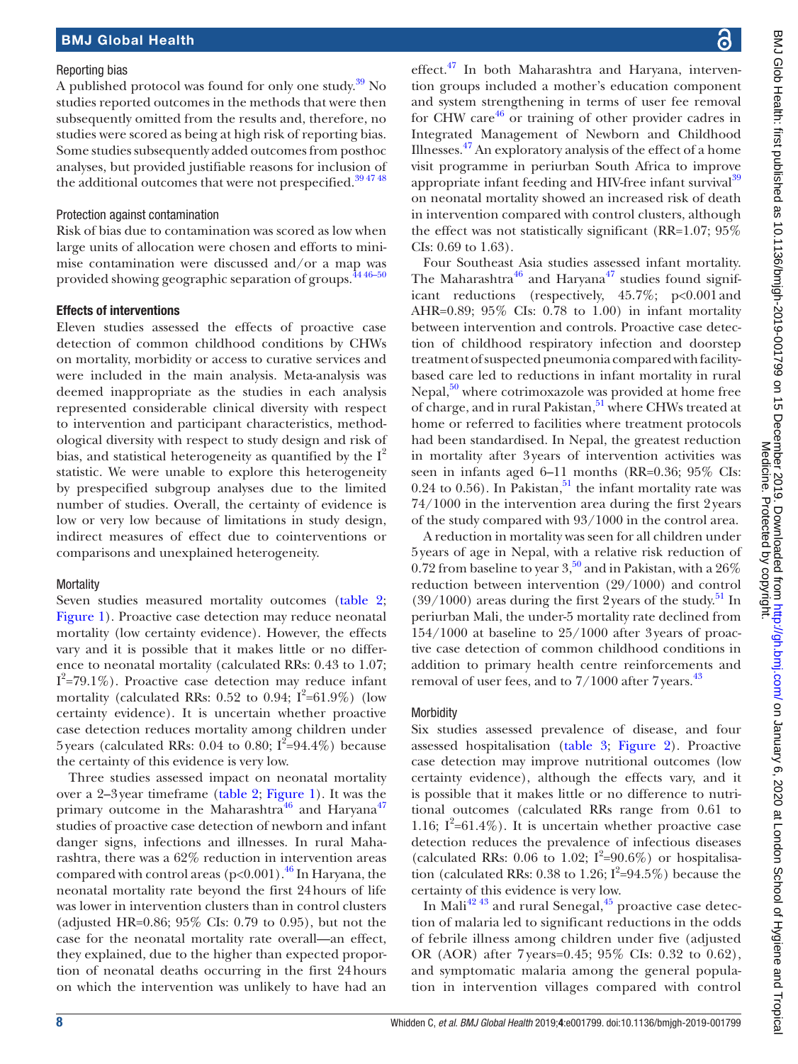### Reporting bias

A published protocol was found for only one study.[39] No studies reported outcomes in the methods that were then subsequently omitted from the results and, therefore, no studies were scored as being at high risk of reporting bias. Some studies subsequently added outcomes from posthoc analyses, but provided justifiable reasons for inclusion of the additional outcomes that were not prespecified.[39 47 48]

### Protection against contamination

Risk of bias due to contamination was scored as low when large units of allocation were chosen and efforts to minimise contamination were discussed and/or a map was provided showing geographic separation of groups.[44 46–50]

## Effects of interventions

Eleven studies assessed the effects of proactive case detection of common childhood conditions by CHWs on mortality, morbidity or access to curative services and were included in the main analysis. Meta-analysis was deemed inappropriate as the studies in each analysis represented considerable clinical diversity with respect to intervention and participant characteristics, methodological diversity with respect to study design and risk of bias, and statistical heterogeneity as quantified by the $I^2$ statistic. We were unable to explore this heterogeneity by prespecified subgroup analyses due to the limited number of studies. Overall, the certainty of evidence is low or very low because of limitations in study design, indirect measures of effect due to cointerventions or comparisons and unexplained heterogeneity.

### Mortality

Seven studies measured mortality outcomes (table 2; Figure 1). Proactive case detection may reduce neonatal mortality (low certainty evidence). However, the effects vary and it is possible that it makes little or no difference to neonatal mortality (calculated RRs: 0.43 to 1.07; $I^2$=79.1%). Proactive case detection may reduce infant mortality (calculated RRs: 0.52 to 0.94; $I^2$=61.9%) (low certainty evidence). It is uncertain whether proactive case detection reduces mortality among children under 5years (calculated RRs: 0.04 to 0.80; $I^2$=94.4%) because the certainty of this evidence is very low.

Three studies assessed impact on neonatal mortality over a 2–3year timeframe (table 2; Figure 1). It was the primary outcome in the Maharashtra[46] and Haryana[47] studies of proactive case detection of newborn and infant danger signs, infections and illnesses. In rural Maharashtra, there was a 62% reduction in intervention areas compared with control areas (p<0.001).[46] In Haryana, the neonatal mortality rate beyond the first 24hours of life was lower in intervention clusters than in control clusters (adjusted HR=0.86; 95% CIs: 0.79 to 0.95), but not the case for the neonatal mortality rate overall—an effect, they explained, due to the higher than expected proportion of neonatal deaths occurring in the first 24hours on which the intervention was unlikely to have had an effect.[47] In both Maharashtra and Haryana, intervention groups included a mother's education component and system strengthening in terms of user fee removal for CHW care[46] or training of other provider cadres in Integrated Management of Newborn and Childhood Illnesses.[47] An exploratory analysis of the effect of a home visit programme in periurban South Africa to improve appropriate infant feeding and HIV-free infant survival[39] on neonatal mortality showed an increased risk of death in intervention compared with control clusters, although the effect was not statistically significant (RR=1.07; 95% CIs: 0.69 to 1.63).

Four Southeast Asia studies assessed infant mortality. The Maharashtra[46] and Haryana[47] studies found significant reductions (respectively, 45.7%; p<0.001 and AHR=0.89; 95% CIs: 0.78 to 1.00) in infant mortality between intervention and controls. Proactive case detection of childhood respiratory infection and doorstep treatment of suspected pneumonia compared with facility-based care led to reductions in infant mortality in rural Nepal,[50] where cotrimoxazole was provided at home free of charge, and in rural Pakistan,[51] where CHWs treated at home or referred to facilities where treatment protocols had been standardised. In Nepal, the greatest reduction in mortality after 3years of intervention activities was seen in infants aged 6–11 months (RR=0.36; 95% CIs: 0.24 to 0.56). In Pakistan,[51] the infant mortality rate was 74/1000 in the intervention area during the first 2years of the study compared with 93/1000 in the control area.

A reduction in mortality was seen for all children under 5years of age in Nepal, with a relative risk reduction of 0.72 from baseline to year 3,[50] and in Pakistan, with a 26% reduction between intervention (29/1000) and control (39/1000) areas during the first 2years of the study.[51] In periurban Mali, the under-5 mortality rate declined from 154/1000 at baseline to 25/1000 after 3years of proactive case detection of common childhood conditions in addition to primary health centre reinforcements and removal of user fees, and to 7/1000 after 7years.[43]

### Morbidity

Six studies assessed prevalence of disease, and four assessed hospitalisation (table 3; Figure 2). Proactive case detection may improve nutritional outcomes (low certainty evidence), although the effects vary, and it is possible that it makes little or no difference to nutritional outcomes (calculated RRs range from 0.61 to 1.16; $I^2$=61.4%). It is uncertain whether proactive case detection reduces the prevalence of infectious diseases (calculated RRs: 0.06 to 1.02; $I^2$=90.6%) or hospitalisation (calculated RRs: 0.38 to 1.26; $I^2$=94.5%) because the certainty of this evidence is very low.

In Mali[42 43] and rural Senegal,[45] proactive case detection of malaria led to significant reductions in the odds of febrile illness among children under five (adjusted OR (AOR) after 7years=0.45; 95% CIs: 0.32 to 0.62), and symptomatic malaria among the general population in intervention villages compared with control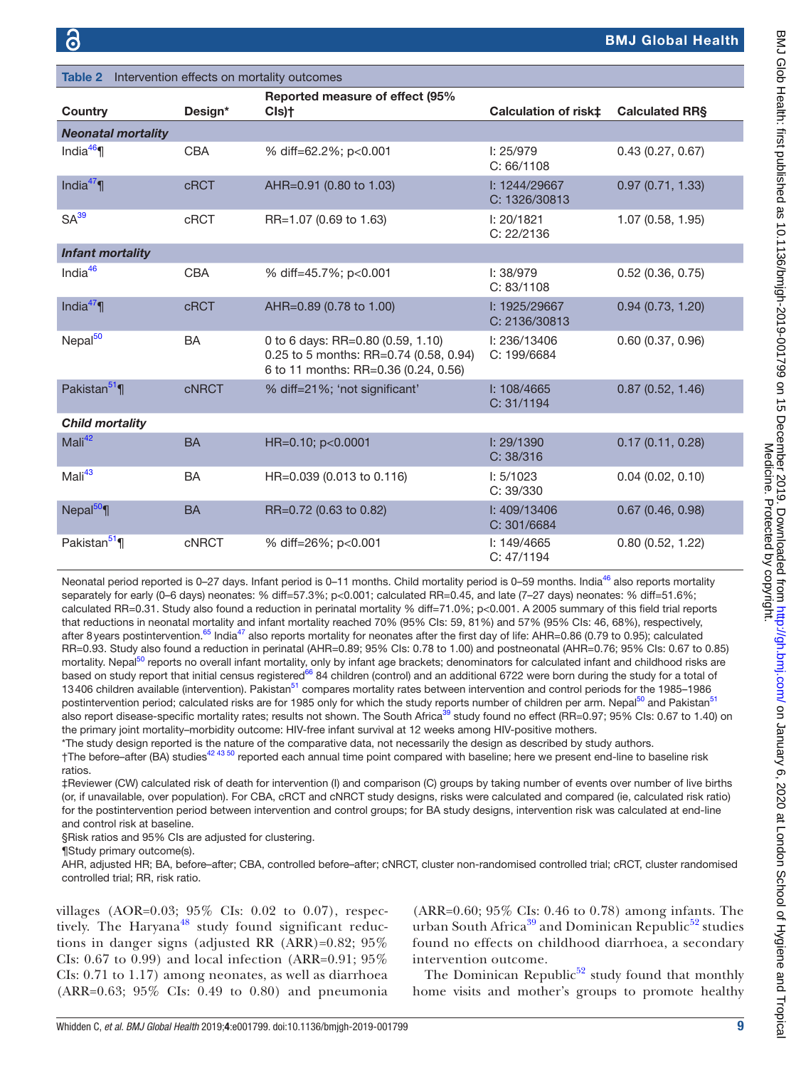**Table 2** Intervention effects on mortality outcomes

| Country | Design* | Reported measure of effect (95% CIs)† | Calculation of risk‡ | Calculated RR§ |
|---|---|---|---|---|
| ***Neonatal mortality*** | | | | |
| India[46]¶ | CBA | % diff=62.2%; p<0.001 | I: 25/979<br>C: 66/1108 | 0.43 (0.27, 0.67) |
| India[47]¶ | cRCT | AHR=0.91 (0.80 to 1.03) | I: 1244/29667<br>C: 1326/30813 | 0.97 (0.71, 1.33) |
| SA[39] | cRCT | RR=1.07 (0.69 to 1.63) | I: 20/1821<br>C: 22/2136 | 1.07 (0.58, 1.95) |
| ***Infant mortality*** | | | | |
| India[46] | CBA | % diff=45.7%; p<0.001 | I: 38/979<br>C: 83/1108 | 0.52 (0.36, 0.75) |
| India[47]¶ | cRCT | AHR=0.89 (0.78 to 1.00) | I: 1925/29667<br>C: 2136/30813 | 0.94 (0.73, 1.20) |
| Nepal[50] | BA | 0 to 6 days: RR=0.80 (0.59, 1.10)<br>0.25 to 5 months: RR=0.74 (0.58, 0.94)<br>6 to 11 months: RR=0.36 (0.24, 0.56) | I: 236/13406<br>C: 199/6684 | 0.60 (0.37, 0.96) |
| Pakistan[51]¶ | cNRCT | % diff=21%; 'not significant' | I: 108/4665<br>C: 31/1194 | 0.87 (0.52, 1.46) |
| ***Child mortality*** | | | | |
| Mali[42] | BA | HR=0.10; p<0.0001 | I: 29/1390<br>C: 38/316 | 0.17 (0.11, 0.28) |
| Mali[43] | BA | HR=0.039 (0.013 to 0.116) | I: 5/1023<br>C: 39/330 | 0.04 (0.02, 0.10) |
| Nepal[50]¶ | BA | RR=0.72 (0.63 to 0.82) | I: 409/13406<br>C: 301/6684 | 0.67 (0.46, 0.98) |
| Pakistan[51]¶ | cNRCT | % diff=26%; p<0.001 | I: 149/4665<br>C: 47/1194 | 0.80 (0.52, 1.22) |

Neonatal period reported is 0–27 days. Infant period is 0–11 months. Child mortality period is 0–59 months. India[46] also reports mortality separately for early (0–6 days) neonates: % diff=57.3%; p<0.001; calculated RR=0.45, and late (7–27 days) neonates: % diff=51.6%; calculated RR=0.31. Study also found a reduction in perinatal mortality % diff=71.0%; p<0.001. A 2005 summary of this field trial reports that reductions in neonatal mortality and infant mortality reached 70% (95% CIs: 59, 81%) and 57% (95% CIs: 46, 68%), respectively, after 8 years postintervention.[65] India[47] also reports mortality for neonates after the first day of life: AHR=0.86 (0.79 to 0.95); calculated RR=0.93. Study also found a reduction in perinatal (AHR=0.89; 95% CIs: 0.78 to 1.00) and postneonatal (AHR=0.76; 95% CIs: 0.67 to 0.85) mortality. Nepal[50] reports no overall infant mortality, only by infant age brackets; denominators for calculated infant and childhood risks are based on study report that initial census registered[66] 84 children (control) and an additional 6722 were born during the study for a total of 13 406 children available (intervention). Pakistan[51] compares mortality rates between intervention and control periods for the 1985–1986 postintervention period; calculated risks are for 1985 only for which the study reports number of children per arm. Nepal[50] and Pakistan[51] also report disease-specific mortality rates; results not shown. The South Africa[39] study found no effect (RR=0.97; 95% CIs: 0.67 to 1.40) on the primary joint mortality–morbidity outcome: HIV-free infant survival at 12 weeks among HIV-positive mothers.

*The study design reported is the nature of the comparative data, not necessarily the design as described by study authors.

†The before–after (BA) studies[42 43 50] reported each annual time point compared with baseline; here we present end-line to baseline risk ratios.

‡Reviewer (CW) calculated risk of death for intervention (I) and comparison (C) groups by taking number of events over number of live births (or, if unavailable, over population). For CBA, cRCT and cNRCT study designs, risks were calculated and compared (ie, calculated risk ratio) for the postintervention period between intervention and control groups; for BA study designs, intervention risk was calculated at end-line and control risk at baseline.

§Risk ratios and 95% CIs are adjusted for clustering.

¶Study primary outcome(s).

AHR, adjusted HR; BA, before–after; CBA, controlled before–after; cNRCT, cluster non-randomised controlled trial; cRCT, cluster randomised controlled trial; RR, risk ratio.

villages (AOR=0.03; 95% CIs: 0.02 to 0.07), respectively. The Haryana[48] study found significant reductions in danger signs (adjusted RR (ARR)=0.82; 95% CIs: 0.67 to 0.99) and local infection (ARR=0.91; 95% CIs: 0.71 to 1.17) among neonates, as well as diarrhoea (ARR=0.63; 95% CIs: 0.49 to 0.80) and pneumonia (ARR=0.60; 95% CIs: 0.46 to 0.78) among infants. The urban South Africa[39] and Dominican Republic[52] studies found no effects on childhood diarrhoea, a secondary intervention outcome.

The Dominican Republic[52] study found that monthly home visits and mother's groups to promote healthy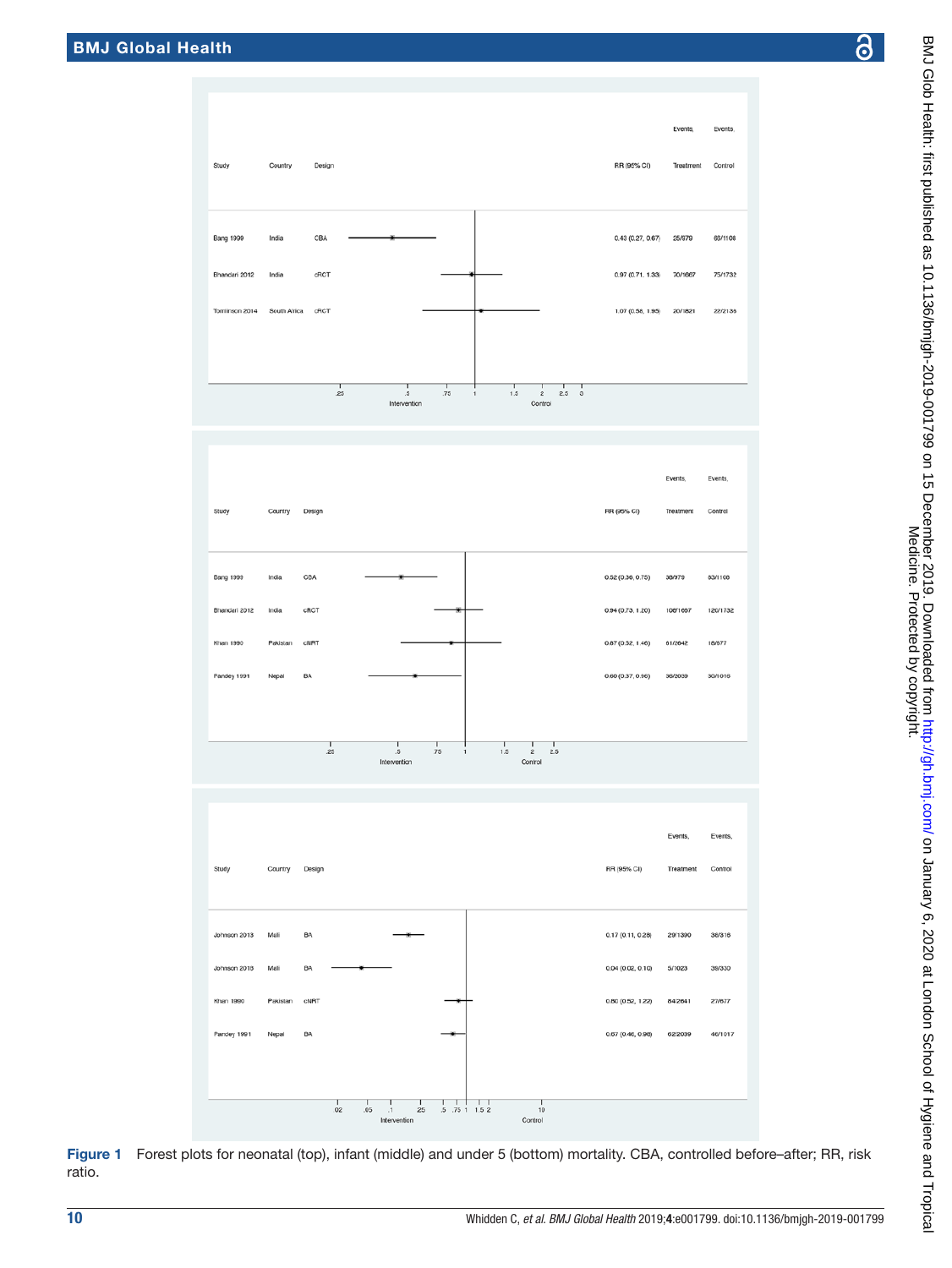| Study | Country | Design | RR (95% CI) | Events, Treatment | Events, Control |
|---|---|---|---|---|---|
| Bang 1999 | India | CBA | 0.43 (0.27, 0.67) | 25/979 | 63/1108 |
| Bhandari 2012 | India | cRCT | 0.97 (0.71, 1.33) | 70/1667 | 75/1732 |
| Tomlinson 2014 | South Africa | cRCT | 1.07 (0.58, 1.95) | 20/1821 | 22/2136 |

| Study | Country | Design | RR (95% CI) | Events, Treatment | Events, Control |
|---|---|---|---|---|---|
| Bang 1999 | India | CBA | 0.52 (0.36, 0.75) | 38/979 | 83/1108 |
| Bhandari 2012 | India | cRCT | 0.94 (0.73, 1.20) | 106/1667 | 120/1732 |
| Khan 1990 | Pakistan | cNRT | 0.87 (0.52, 1.46) | 61/2642 | 16/677 |
| Pandey 1991 | Nepal | BA | 0.60 (0.37, 0.96) | 36/2039 | 30/1016 |

| Study | Country | Design | RR (95% CI) | Events, Treatment | Events, Control |
|---|---|---|---|---|---|
| Johnson 2013 | Mali | BA | 0.17 (0.11, 0.28) | 29/1390 | 38/316 |
| Johnson 2013 | Mali | BA | 0.04 (0.02, 0.10) | 5/1023 | 39/330 |
| Khan 1990 | Pakistan | cNRT | 0.80 (0.52, 1.22) | 84/2641 | 27/677 |
| Pandey 1991 | Nepal | BA | 0.67 (0.46, 0.96) | 62/2039 | 46/1017 |

Figure 1 Forest plots for neonatal (top), infant (middle) and under 5 (bottom) mortality. CBA, controlled before–after; RR, risk ratio.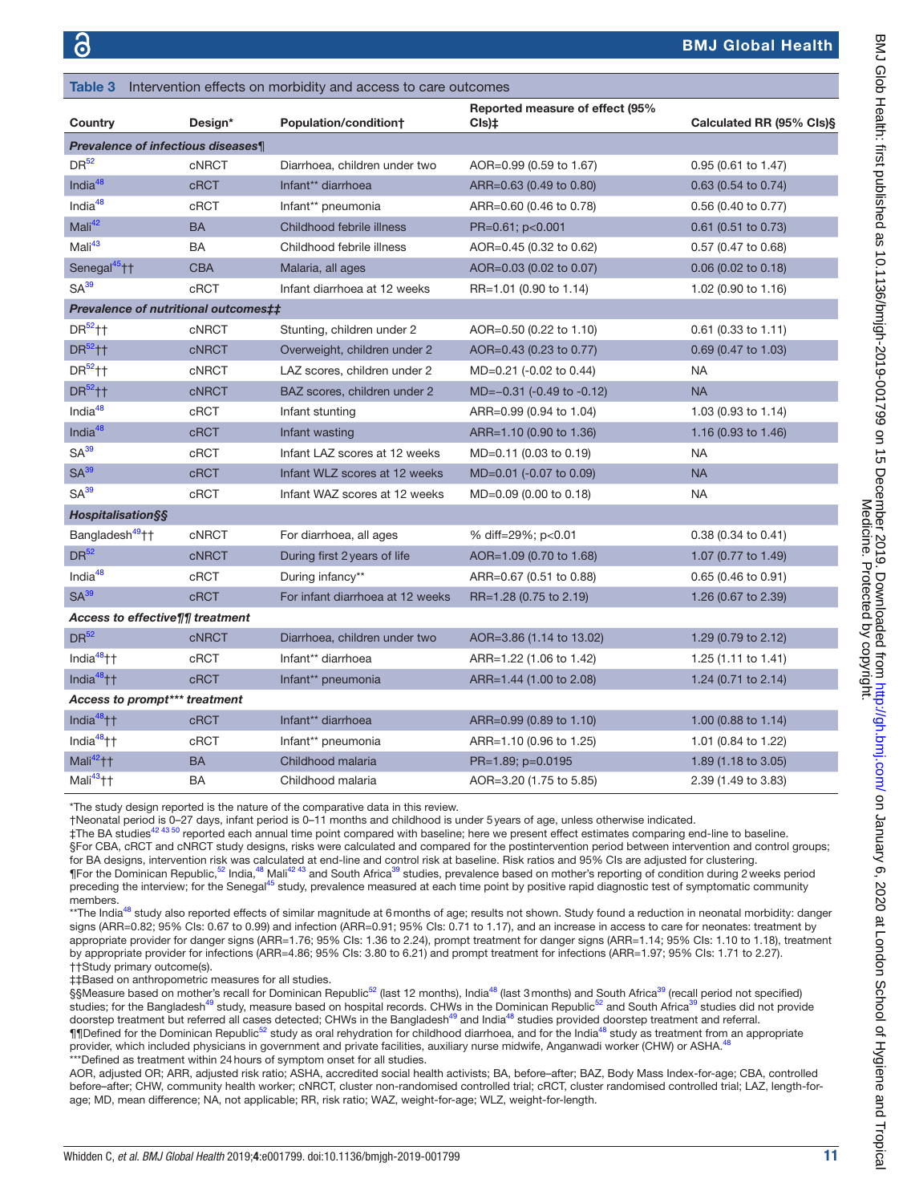**Table 3** Intervention effects on morbidity and access to care outcomes

| Country | Design* | Population/condition† | Reported measure of effect (95% CIs)‡ | Calculated RR (95% CIs)§ |
|---|---|---|---|---|
| ***Prevalence of infectious diseases¶*** | | | | |
| DR[52] | cNRCT | Diarrhoea, children under two | AOR=0.99 (0.59 to 1.67) | 0.95 (0.61 to 1.47) |
| India[48] | cRCT | Infant** diarrhoea | ARR=0.63 (0.49 to 0.80) | 0.63 (0.54 to 0.74) |
| India[48] | cRCT | Infant** pneumonia | ARR=0.60 (0.46 to 0.78) | 0.56 (0.40 to 0.77) |
| Mali[42] | BA | Childhood febrile illness | PR=0.61; p<0.001 | 0.61 (0.51 to 0.73) |
| Mali[43] | BA | Childhood febrile illness | AOR=0.45 (0.32 to 0.62) | 0.57 (0.47 to 0.68) |
| Senegal[45]†† | CBA | Malaria, all ages | AOR=0.03 (0.02 to 0.07) | 0.06 (0.02 to 0.18) |
| SA[39] | cRCT | Infant diarrhoea at 12 weeks | RR=1.01 (0.90 to 1.14) | 1.02 (0.90 to 1.16) |
| ***Prevalence of nutritional outcomes‡‡*** | | | | |
| DR[52]†† | cNRCT | Stunting, children under 2 | AOR=0.50 (0.22 to 1.10) | 0.61 (0.33 to 1.11) |
| DR[52]†† | cNRCT | Overweight, children under 2 | AOR=0.43 (0.23 to 0.77) | 0.69 (0.47 to 1.03) |
| DR[52]†† | cNRCT | LAZ scores, children under 2 | MD=0.21 (-0.02 to 0.44) | NA |
| DR[52]†† | cNRCT | BAZ scores, children under 2 | MD=−0.31 (-0.49 to -0.12) | NA |
| India[48] | cRCT | Infant stunting | ARR=0.99 (0.94 to 1.04) | 1.03 (0.93 to 1.14) |
| India[48] | cRCT | Infant wasting | ARR=1.10 (0.90 to 1.36) | 1.16 (0.93 to 1.46) |
| SA[39] | cRCT | Infant LAZ scores at 12 weeks | MD=0.11 (0.03 to 0.19) | NA |
| SA[39] | cRCT | Infant WLZ scores at 12 weeks | MD=0.01 (-0.07 to 0.09) | NA |
| SA[39] | cRCT | Infant WAZ scores at 12 weeks | MD=0.09 (0.00 to 0.18) | NA |
| ***Hospitalisation§§*** | | | | |
| Bangladesh[49]†† | cNRCT | For diarrhoea, all ages | % diff=29%; p<0.01 | 0.38 (0.34 to 0.41) |
| DR[52] | cNRCT | During first 2 years of life | AOR=1.09 (0.70 to 1.68) | 1.07 (0.77 to 1.49) |
| India[48] | cRCT | During infancy** | ARR=0.67 (0.51 to 0.88) | 0.65 (0.46 to 0.91) |
| SA[39] | cRCT | For infant diarrhoea at 12 weeks | RR=1.28 (0.75 to 2.19) | 1.26 (0.67 to 2.39) |
| ***Access to effective¶¶ treatment*** | | | | |
| DR[52] | cNRCT | Diarrhoea, children under two | AOR=3.86 (1.14 to 13.02) | 1.29 (0.79 to 2.12) |
| India[48]†† | cRCT | Infant** diarrhoea | ARR=1.22 (1.06 to 1.42) | 1.25 (1.11 to 1.41) |
| India[48]†† | cRCT | Infant** pneumonia | ARR=1.44 (1.00 to 2.08) | 1.24 (0.71 to 2.14) |
| ***Access to prompt*** treatment*** | | | | |
| India[48]†† | cRCT | Infant** diarrhoea | ARR=0.99 (0.89 to 1.10) | 1.00 (0.88 to 1.14) |
| India[48]†† | cRCT | Infant** pneumonia | ARR=1.10 (0.96 to 1.25) | 1.01 (0.84 to 1.22) |
| Mali[42]†† | BA | Childhood malaria | PR=1.89; p=0.0195 | 1.89 (1.18 to 3.05) |
| Mali[43]†† | BA | Childhood malaria | AOR=3.20 (1.75 to 5.85) | 2.39 (1.49 to 3.83) |

*The study design reported is the nature of the comparative data in this review.
†Neonatal period is 0–27 days, infant period is 0–11 months and childhood is under 5 years of age, unless otherwise indicated.
‡The BA studies[42 43 50] reported each annual time point compared with baseline; here we present effect estimates comparing end-line to baseline.
§For CBA, cRCT and cNRCT study designs, risks were calculated and compared for the postintervention period between intervention and control groups; for BA designs, intervention risk was calculated at end-line and control risk at baseline. Risk ratios and 95% CIs are adjusted for clustering.
¶For the Dominican Republic,[52] India,[48] Mali[42 43] and South Africa[39] studies, prevalence based on mother's reporting of condition during 2 weeks period preceding the interview; for the Senegal[45] study, prevalence measured at each time point by positive rapid diagnostic test of symptomatic community members.
**The India[48] study also reported effects of similar magnitude at 6 months of age; results not shown. Study found a reduction in neonatal morbidity: danger signs (ARR=0.82; 95% CIs: 0.67 to 0.99) and infection (ARR=0.91; 95% CIs: 0.71 to 1.17), and an increase in access to care for neonates: treatment by appropriate provider for danger signs (ARR=1.76; 95% CIs: 1.36 to 2.24), prompt treatment for danger signs (ARR=1.14; 95% CIs: 1.10 to 1.18), treatment by appropriate provider for infections (ARR=4.86; 95% CIs: 3.80 to 6.21) and prompt treatment for infections (ARR=1.97; 95% CIs: 1.71 to 2.27).
††Study primary outcome(s).
‡‡Based on anthropometric measures for all studies.
§§Measure based on mother's recall for Dominican Republic[52] (last 12 months), India[48] (last 3 months) and South Africa[39] (recall period not specified) studies; for the Bangladesh[49] study, measure based on hospital records. CHWs in the Dominican Republic[52] and South Africa[39] studies did not provide doorstep treatment but referred all cases detected; CHWs in the Bangladesh[49] and India[48] studies provided doorstep treatment and referral.
¶¶Defined for the Dominican Republic[52] study as oral rehydration for childhood diarrhoea, and for the India[48] study as treatment from an appropriate provider, which included physicians in government and private facilities, auxiliary nurse midwife, Anganwadi worker (CHW) or ASHA.[48]
***Defined as treatment within 24 hours of symptom onset for all studies.
AOR, adjusted OR; ARR, adjusted risk ratio; ASHA, accredited social health activists; BA, before–after; BAZ, Body Mass Index-for-age; CBA, controlled before–after; CHW, community health worker; cNRCT, cluster non-randomised controlled trial; cRCT, cluster randomised controlled trial; LAZ, length-for-age; MD, mean difference; NA, not applicable; RR, risk ratio; WAZ, weight-for-age; WLZ, weight-for-length.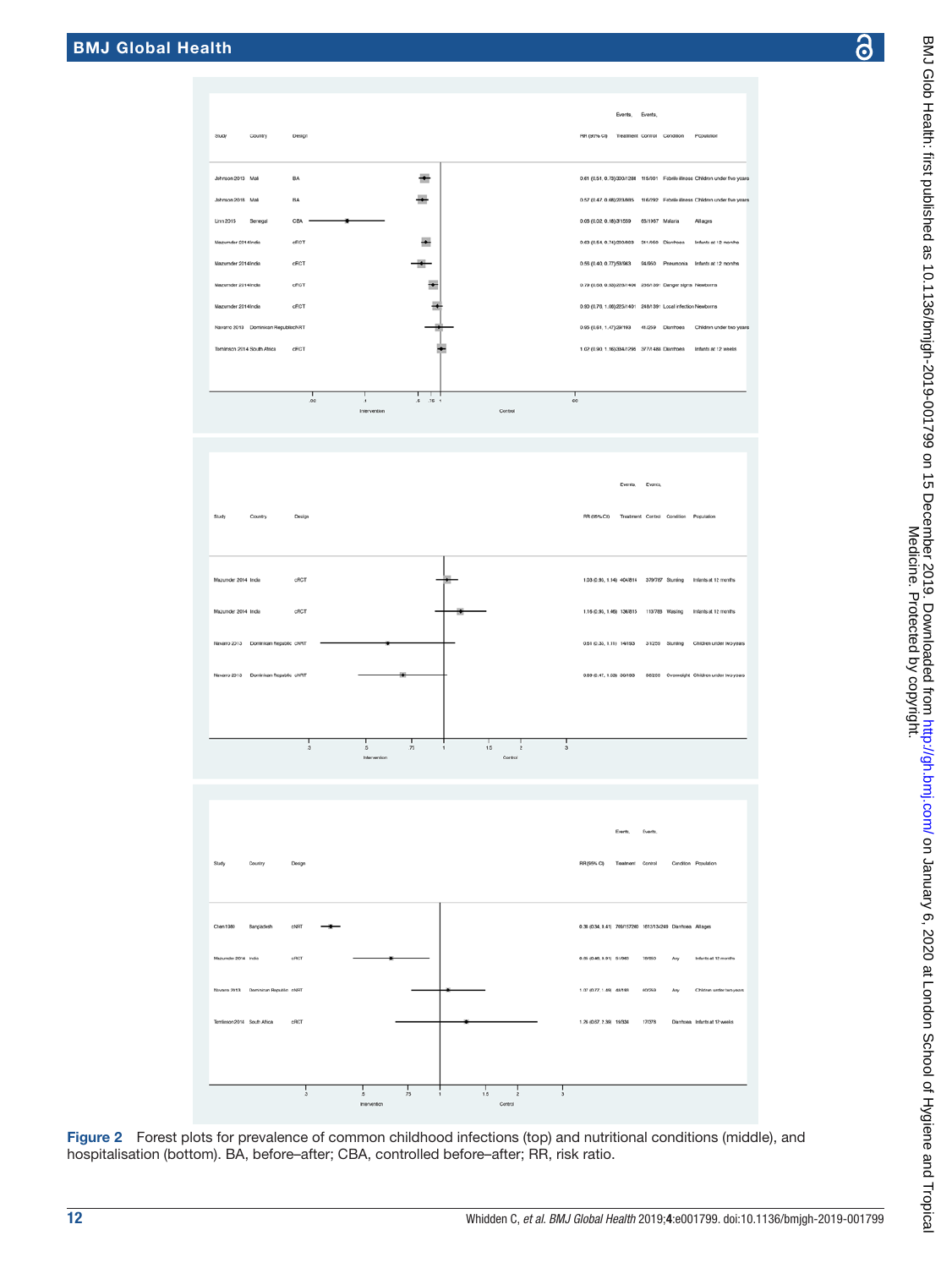| Study | Country | Design | RR (95% CI) | Events, Treatment | Events, Control | Condition | Population |
|---|---|---|---|---|---|---|---|
| Johnson 2013 | Mali | BA | 0.61 (0.51, 0.73) | 200/1288 | 115/801 | Febrile illness | Children under five years |
| Johnson 2018 | Mali | BA | 0.57 (0.47, 0.68) | 223/885 | 116/092 | Febrile illness | Children under five years |
| Linn 2015 | Senegal | CBA | 0.05 (0.02, 0.18) | 3/1559 | 65/1957 | Malaria | All ages |
| Mazumder 2014 | India | cRCT | 0.63 (0.54, 0.74) | 200/603 | 311/650 | Diarrhoea | Infants at 12 months |
| Mazumder 2014 | India | cRCT | 0.55 (0.40, 0.77) | 53/963 | 94/950 | Pneumonia | Infants at 12 months |
| Mazumder 2014 | India | cRCT | 0.79 (0.68, 0.93) | 223/1406 | 256/1391 | Danger signs | Newborns |
| Mazumder 2014 | India | cRCT | 0.90 (0.76, 1.06) | 225/1401 | 248/1391 | Local infection | Newborns |
| Navarro 2013 | Dominican Republic | cNRT | 0.95 (0.61, 1.47) | 29/193 | 41/259 | Diarrhoea | Children under two years |
| Tomlinson 2014 | South Africa | cRCT | 1.02 (0.90, 1.16) | 394/1296 | 377/1488 | Diarrhoea | Infants at 12 weeks |

| Study | Country | Design | RR (95% CI) | Events, Treatment | Events, Control | Condition | Population |
|---|---|---|---|---|---|---|---|
| Mazumder 2014 | India | cRCT | 1.03 (0.93, 1.14) | 404/814 | 379/787 | Stunting | Infants at 12 months |
| Mazumder 2014 | India | cRCT | 1.16 (0.93, 1.46) | 136/815 | 113/789 | Wasting | Infants at 12 months |
| Navarro 2013 | Dominican Republic | cNRT | 0.61 (0.33, 1.11) | 14/193 | 31/259 | Stunting | Children under two years |
| Navarro 2013 | Dominican Republic | cNRT | 0.69 (0.47, 1.03) | 30/193 | 58/259 | Overweight | Children under two years |

| Study | Country | Design | RR (95% CI) | Events, Treatment | Events, Control | Condition | Population |
|---|---|---|---|---|---|---|---|
| Chen 1980 | Bangladesh | cNRT | 0.38 (0.34, 0.41) | 766/15760 | 1612/13249 | Diarrhoea | All ages |
| Mazumder 2014 | India | cRCT | 0.65 (0.46, 0.91) | 51/963 | 16/950 | Any | Infants at 12 months |
| Navarro 2013 | Dominican Republic | cNRT | 1.07 (0.77, 1.49) | 46/193 | 60/259 | Any | Children under two years |
| Tomlinson 2014 | South Africa | cRCT | 1.26 (0.67, 2.36) | 16/334 | 17/376 | Diarrhoea | Infants at 12 weeks |

Figure 2 Forest plots for prevalence of common childhood infections (top) and nutritional conditions (middle), and hospitalisation (bottom). BA, before–after; CBA, controlled before–after; RR, risk ratio.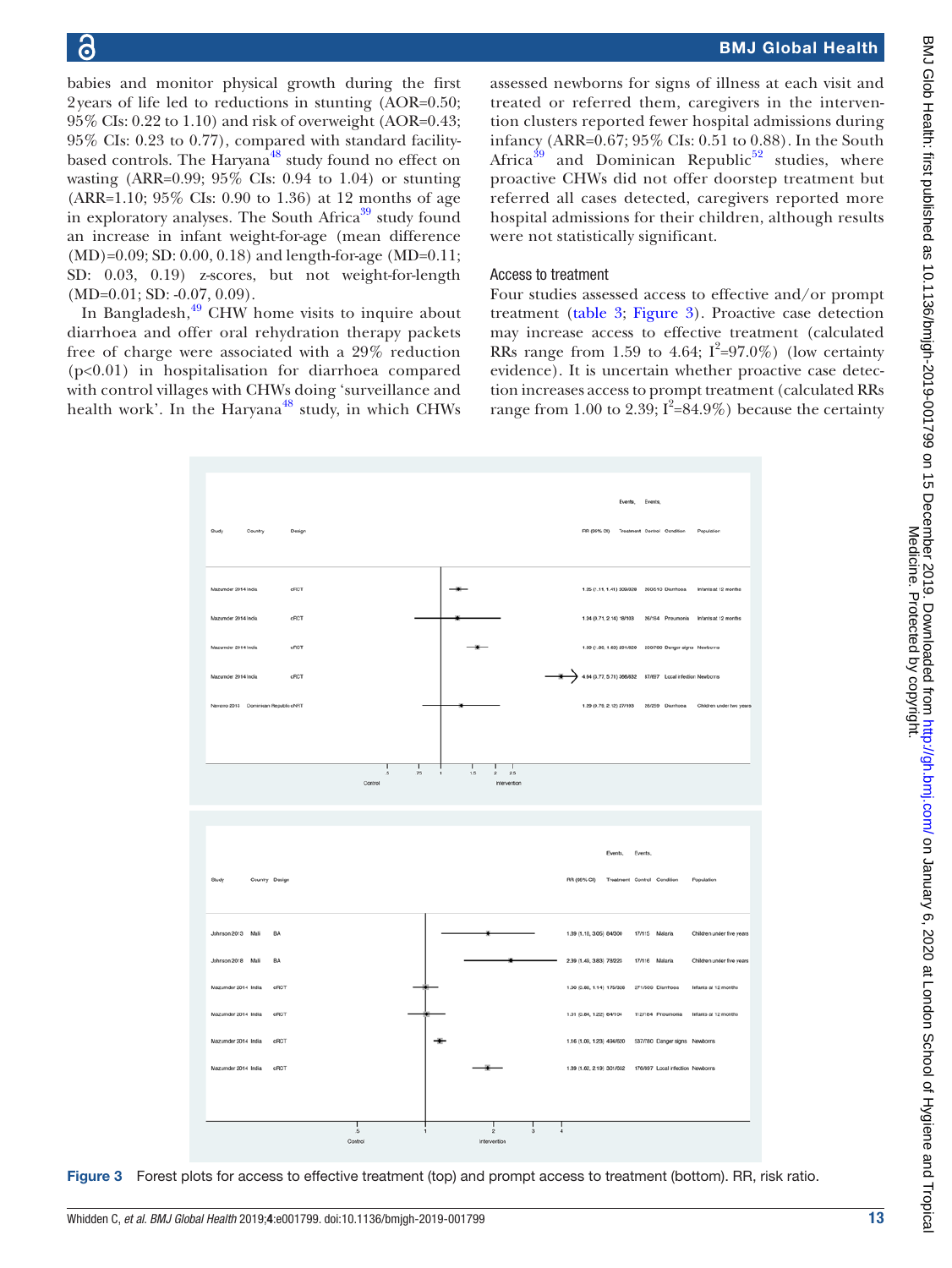babies and monitor physical growth during the first 2 years of life led to reductions in stunting (AOR=0.50; 95% CIs: 0.22 to 1.10) and risk of overweight (AOR=0.43; 95% CIs: 0.23 to 0.77), compared with standard facility-based controls. The Haryana[48] study found no effect on wasting (ARR=0.99; 95% CIs: 0.94 to 1.04) or stunting (ARR=1.10; 95% CIs: 0.90 to 1.36) at 12 months of age in exploratory analyses. The South Africa[39] study found an increase in infant weight-for-age (mean difference (MD)=0.09; SD: 0.00, 0.18) and length-for-age (MD=0.11; SD: 0.03, 0.19) z-scores, but not weight-for-length (MD=0.01; SD: -0.07, 0.09).

In Bangladesh,[49] CHW home visits to inquire about diarrhoea and offer oral rehydration therapy packets free of charge were associated with a 29% reduction ($p<0.01$) in hospitalisation for diarrhoea compared with control villages with CHWs doing 'surveillance and health work'. In the Haryana[48] study, in which CHWs assessed newborns for signs of illness at each visit and treated or referred them, caregivers in the intervention clusters reported fewer hospital admissions during infancy (ARR=0.67; 95% CIs: 0.51 to 0.88). In the South Africa[39] and Dominican Republic[52] studies, where proactive CHWs did not offer doorstep treatment but referred all cases detected, caregivers reported more hospital admissions for their children, although results were not statistically significant.

### Access to treatment

Four studies assessed access to effective and/or prompt treatment (table 3; Figure 3). Proactive case detection may increase access to effective treatment (calculated RRs range from 1.59 to 4.64; $I^2$=97.0%) (low certainty evidence). It is uncertain whether proactive case detection increases access to prompt treatment (calculated RRs range from 1.00 to 2.39; $I^2$=84.9%) because the certainty

| Study | Country | Design | RR (95% CI) | Events, Treatment | Events, Control | Condition | Population |
|---|---|---|---|---|---|---|---|
| Mazumder 2014 | India | cRCT | 1.25 (1.11, 1.41) | 509/828 | 260/510 | Diarrhoea | Infants at 12 months |
| Mazumder 2014 | India | cRCT | 1.24 (0.71, 2.14) | 18/103 | 26/184 | Pneumonia | Infants at 12 months |
| Mazumder 2014 | India | cRCT | 1.59 (1.36, 1.63) | 291/820 | 330/760 | Danger signs | Newborns |
| Mazumder 2014 | India | cRCT | 4.64 (3.77, 5.71) | 356/832 | 67/697 | Local infection | Newborns |
| Navarro 2013 | Dominican Republic | cRCT | 1.29 (0.79, 2.12) | 27/103 | 26/259 | Diarrhoea | Children under two years |

| Study | Country | Design | RR (95% CI) | Events, Treatment | Events, Control | Condition | Population |
|---|---|---|---|---|---|---|---|
| Johnson 2013 | Mali | BA | 1.89 (1.18, 3.05) | 84/306 | 17/115 | Malaria | Children under five years |
| Johnson 2018 | Mali | BA | 2.39 (1.49, 3.83) | 78/223 | 17/116 | Malaria | Children under five years |
| Mazumder 2014 | India | cRCT | 1.00 (0.88, 1.14) | 175/308 | 271/509 | Diarrhoea | Infants at 12 months |
| Mazumder 2014 | India | cRCT | 1.01 (0.84, 1.22) | 64/104 | 112/184 | Pneumonia | Infants at 12 months |
| Mazumder 2014 | India | cRCT | 1.16 (1.09, 1.23) | 434/520 | 537/760 | Danger signs | Newborns |
| Mazumder 2014 | India | cRCT | 1.89 (1.62, 2.19) | 301/832 | 176/697 | Local infection | Newborns |

Figure 3 Forest plots for access to effective treatment (top) and prompt access to treatment (bottom). RR, risk ratio.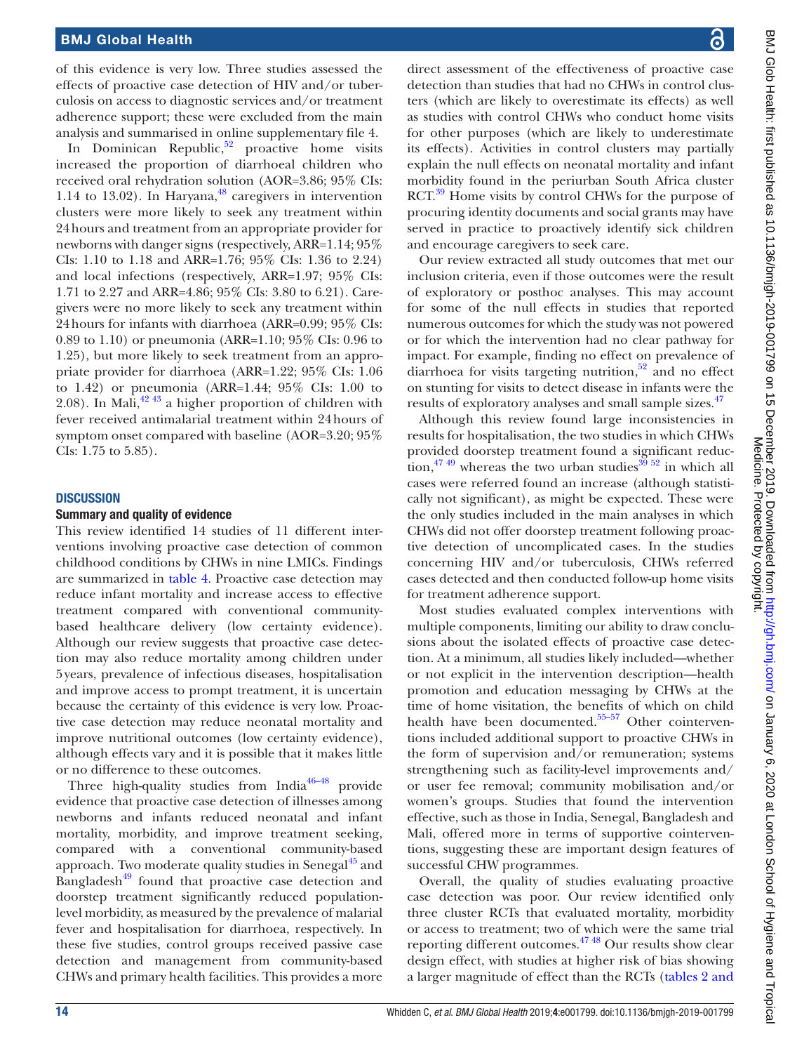of this evidence is very low. Three studies assessed the effects of proactive case detection of HIV and/or tuberculosis on access to diagnostic services and/or treatment adherence support; these were excluded from the main analysis and summarised in online supplementary file 4.

In Dominican Republic,[52] proactive home visits increased the proportion of diarrhoeal children who received oral rehydration solution (AOR=3.86; 95% CIs: 1.14 to 13.02). In Haryana,[48] caregivers in intervention clusters were more likely to seek any treatment within 24 hours and treatment from an appropriate provider for newborns with danger signs (respectively, ARR=1.14; 95% CIs: 1.10 to 1.18 and ARR=1.76; 95% CIs: 1.36 to 2.24) and local infections (respectively, ARR=1.97; 95% CIs: 1.71 to 2.27 and ARR=4.86; 95% CIs: 3.80 to 6.21). Caregivers were no more likely to seek any treatment within 24 hours for infants with diarrhoea (ARR=0.99; 95% CIs: 0.89 to 1.10) or pneumonia (ARR=1.10; 95% CIs: 0.96 to 1.25), but more likely to seek treatment from an appropriate provider for diarrhoea (ARR=1.22; 95% CIs: 1.06 to 1.42) or pneumonia (ARR=1.44; 95% CIs: 1.00 to 2.08). In Mali,[42 43] a higher proportion of children with fever received antimalarial treatment within 24 hours of symptom onset compared with baseline (AOR=3.20; 95% CIs: 1.75 to 5.85).

## DISCUSSION

### Summary and quality of evidence

This review identified 14 studies of 11 different interventions involving proactive case detection of common childhood conditions by CHWs in nine LMICs. Findings are summarized in table 4. Proactive case detection may reduce infant mortality and increase access to effective treatment compared with conventional community-based healthcare delivery (low certainty evidence). Although our review suggests that proactive case detection may also reduce mortality among children under 5 years, prevalence of infectious diseases, hospitalisation and improve access to prompt treatment, it is uncertain because the certainty of this evidence is very low. Proactive case detection may reduce neonatal mortality and improve nutritional outcomes (low certainty evidence), although effects vary and it is possible that it makes little or no difference to these outcomes.

Three high-quality studies from India[46–48] provide evidence that proactive case detection of illnesses among newborns and infants reduced neonatal and infant mortality, morbidity, and improve treatment seeking, compared with a conventional community-based approach. Two moderate quality studies in Senegal[45] and Bangladesh[49] found that proactive case detection and doorstep treatment significantly reduced population-level morbidity, as measured by the prevalence of malarial fever and hospitalisation for diarrhoea, respectively. In these five studies, control groups received passive case detection and management from community-based CHWs and primary health facilities. This provides a more direct assessment of the effectiveness of proactive case detection than studies that had no CHWs in control clusters (which are likely to overestimate its effects) as well as studies with control CHWs who conduct home visits for other purposes (which are likely to underestimate its effects). Activities in control clusters may partially explain the null effects on neonatal mortality and infant morbidity found in the periurban South Africa cluster RCT.[39] Home visits by control CHWs for the purpose of procuring identity documents and social grants may have served in practice to proactively identify sick children and encourage caregivers to seek care.

Our review extracted all study outcomes that met our inclusion criteria, even if those outcomes were the result of exploratory or posthoc analyses. This may account for some of the null effects in studies that reported numerous outcomes for which the study was not powered or for which the intervention had no clear pathway for impact. For example, finding no effect on prevalence of diarrhoea for visits targeting nutrition,[52] and no effect on stunting for visits to detect disease in infants were the results of exploratory analyses and small sample sizes.[47]

Although this review found large inconsistencies in results for hospitalisation, the two studies in which CHWs provided doorstep treatment found a significant reduction,[47 49] whereas the two urban studies[39 52] in which all cases were referred found an increase (although statistically not significant), as might be expected. These were the only studies included in the main analyses in which CHWs did not offer doorstep treatment following proactive detection of uncomplicated cases. In the studies concerning HIV and/or tuberculosis, CHWs referred cases detected and then conducted follow-up home visits for treatment adherence support.

Most studies evaluated complex interventions with multiple components, limiting our ability to draw conclusions about the isolated effects of proactive case detection. At a minimum, all studies likely included—whether or not explicit in the intervention description—health promotion and education messaging by CHWs at the time of home visitation, the benefits of which on child health have been documented.[55–57] Other cointerventions included additional support to proactive CHWs in the form of supervision and/or remuneration; systems strengthening such as facility-level improvements and/or user fee removal; community mobilisation and/or women's groups. Studies that found the intervention effective, such as those in India, Senegal, Bangladesh and Mali, offered more in terms of supportive cointerventions, suggesting these are important design features of successful CHW programmes.

Overall, the quality of studies evaluating proactive case detection was poor. Our review identified only three cluster RCTs that evaluated mortality, morbidity or access to treatment; two of which were the same trial reporting different outcomes.[47 48] Our results show clear design effect, with studies at higher risk of bias showing a larger magnitude of effect than the RCTs (tables 2 and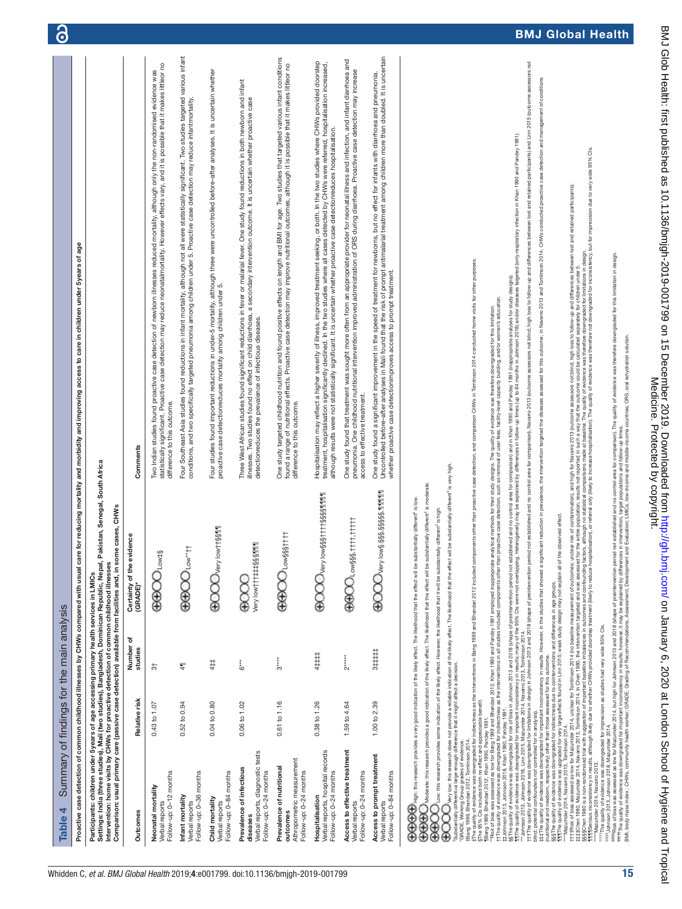## Table 4 Summary of findings for the main analysis

**Proactive case detection of common childhood illnesses by CHWs compared with usual care for reducing mortality and morbidity and improving access to care in children under 5 years of age**

**Participants:** children under 5 years of age accessing primary health services in LMICs
**Settings:** India (three studies), Mali (two studies), Bangladesh, Dominican Republic, Nepal, Pakistan, Senegal, South Africa
**Intervention:** home visits by CHWs for proactive detection of common childhood illnesses
**Comparison:** usual primary care (passive case detection) available from facilities and, in some cases, CHWs

| Outcomes | Relative risk | Number of studies | Certainty of the evidence (GRADE)* | Comments |
|---|---|---|---|---|
| **Neonatal mortality**<br>Verbal reports<br>Follow-up: 0–12 months | 0.43 to 1.07 | 3† | ⊕⊕◯◯ Low‡§ | Two Indian studies found proactive case detection of newborn illnesses reduced mortality, although only the non-randomised evidence was statistically significant. Proactive case detection may reduce neonatalmortality. However effects vary, and it is possible that it makes little/or no difference to this outcome. |
| **Infant mortality**<br>Verbal reports<br>Follow-up: 0–36 months | 0.52 to 0.94 | 4¶ | ⊕⊕◯◯ Low**†† | Four Southeast Asia studies found reductions in infant mortality, although not all were statistically significant. Two studies targeted various infant conditions, and two specifically targeted pneumonia among children under 5. Proactive case detection may reduce infantmortality. |
| **Child mortality**<br>Verbal reports<br>Follow-up: 0–84 months | 0.04 to 0.80 | 4‡‡ | ⊕◯◯◯ Very low††§§¶¶ | Four studies found important reductions in under-5 mortality, although three were uncontrolled before–after analyses. It is uncertain whether proactive case detectionreduces mortality among children under 5. |
| **Prevalence of infectious diseases**<br>Verbal reports, diagnostic tests<br>Follow-up: 0–24 months | 0.06 to 1.02 | 6*** | ⊕◯◯◯ Very low†††‡‡‡§§§¶¶¶ | Three West African studies found significant reductions in fever or malarial fever. One study found reductions in both newborn and infant illnesses. Two studies found no effect on child diarrhoea, a secondary intervention outcome. It is uncertain whether proactive case detectionreduces the prevalence of infectious diseases. |
| **Prevalence of nutritional outcomes**<br>Anthropometric measurement<br>Follow-up: 0–24 months | 0.61 to 1.16 | 3**** | ⊕⊕◯◯ Low§§§†††† | One study targeted childhood nutrition and found positive effects on length and BMI for age. Two studies that targeted various infant conditions found a range of nutritional effects. Proactive case detection may improve nutritional outcomes, although it is possible that it makes little/or no difference to this outcome. |
| **Hospitalisation**<br>Verbal reports, hospital records<br>Follow-up: 0–24 months | 0.38 to 1.26 | 4‡‡‡‡ | ⊕◯◯◯ Very low§§‡‡‡§§§§¶¶¶¶ | Hospitalisation may reflect a higher severity of illness, improved treatment seeking, or both. In the two studies where CHWs provided doorstep treatment, hospitalisation significantly declined. In the two studies where all cases detected by CHWs were referred, hospitalisation increased, although results were not statistically significant. It is uncertain whether proactive case detectionreduces hospitalisation. |
| **Access to effective treatment**<br>Verbal reports<br>Follow-up: 0–24 months | 1.59 to 4.64 | 2***** | ⊕⊕◯◯ Low§§§,††††,††††† | One study found that treatment was sought more often from an appropriate provider for neonatal illness and infection, and infant diarrhoea and pneumonia. One childhood nutritional intervention improved administration of ORS during diarrhoea. Proactive case detection may increase access to effective treatment. |
| **Access to prompt treatment**<br>Verbal reports<br>Follow-up: 0–84 months | 1.00 to 2.39 | 3‡‡‡‡‡ | ⊕◯◯◯ Very low§,§§§,§§§§§,¶¶¶¶¶ | One study found a significant improvement in the speed of treatment for newborns, but no effect for infants with diarrhoea and pneumonia. Uncontrolled before–after analyses in Mali found that the risk of prompt antimalarial treatment among children more than doubled. It is uncertain whether proactive case detectionimproves access to prompt treatment. |

⊕⊕⊕⊕ High: this research provides a very good indication of the likely effect. The likelihood that the effect will be substantially different‡ is low.
⊕⊕⊕◯ Moderate: this research provides a good indication of the likely effect. The likelihood that the effect will be substantially different‡ is moderate.
⊕⊕◯◯ Low: this research provides some indication of the likely effect. However, the likelihood that it will be substantially different‡ is high.
⊕◯◯◯ Very low: this research does not provide a reliable indication of the likely effect. The likelihood that the effect will be substantially different‡ is very high.

‡Substantially different=a large enough difference that it might affect a decision.
*GRADE, Working Group grades of evidence.
†Bang 1999, Bhandari 2012, Tomlinson 2014.
‡The quality of evidence was downgraded for indirectness as the interventions in Bang 1999 and Bhandari 2012 included components other than proactive case detection, and comparison CHWs in Tomlinson 2014 conducted home visits for other purposes.
§The 95% CIs included both no effect and appreciable benefit.
¶Bang 1999, Bhandari 2012, Khan 1990, Pandey 1991.
**Risk of bias was assessed as low for Bang 1999 and Bhandari 2012. Khan 1990 and Pandey 1991 employed inappropriate analytical methods for their study designs. The quality of evidence was therefore downgraded for this limitation.
††The quality of evidence was downgraded for indirectness as the interventions in all studies included components other than proactive case detection, such as removal of user fees, facility-level capacity building, and/or women's education.
‡‡Johnson 2013, Johnson 2018, Khan 1990, Pandey 1991.
§§The quality of evidence was downgraded for risk of bias in Johnson 2013 and 2018 (shape of preintervention period not established and no control area for comparison) and in Khan 1990 and Pandey 1991 (inappropriate analyses for study designs).
¶¶The quality of evidence was downgraded for important inconsistency in results: many of the 95% CIs were not overlapping. Heterogeneity may be explained by differences in follow-up times (up to 84 months in Johnson 2018) and/or diseases targeted (only respiratory infection in Khan 1990 and Pandey 1991).
***Johnson 2013, Johnson 2018, Linn 2015, Mazumder 2014, Navarro 2013, Tomlinson 2014.
†††The quality of evidence was downgraded for limitations in design in Johnson 2013 and 2018 (shape of preintervention period not established and no control area for comparison), Navarro 2013 (outcome assessors not blind; high loss to follow-up and differences between lost and retained participants) and Linn 2015 (outcome assessors not blind; potential confounders not controlled for in analysis).
‡‡‡The quality of evidence was downgraded for important inconsistency in results. However, in the studies that showed a significant reduction in prevalence, the intervention targeted the diseases assessed for this outcome; in Navarro 2013 and Tomlinson 2014, CHWs conducted proactive case detection and management of conditions (nutritional and newborn, respectively) other than those assessed for this outcome.
§§§The quality of evidence was downgraded for indirectness due to cointerventions and differences in age groups.
¶¶¶The quality of evidence was upgraded for very large effects found in Linn 2015, weak study design may not explain all of the observed effect.
****Mazumder 2014, Navarro 2013, Tomlinson 2014.
††††Risk of bias was assessed as low for Mazumder 2014, unclear for Tomlinson 2014 (no baseline measurement of outcomes; unclear risk of contamination), and high for Navarro 2013 (outcome assessors not blind; high loss to follow-up and differences between lost and retained participants).
‡‡‡‡Chen 1980, Mazumder 2014, Navarro 2013, Tomlinson 2014. In Chen 1980, the intervention targeted and was assessed for the entire population; results not reported in such a way that the outcome could be calculated separately for children under 5.
§§§§Chen 1980 is a non-randomised trial with suggestion of important baseline imbalances and confounding factors, although no statistical comparisons made at baseline. The quality of evidence was therefore downgraded for limitations in design.
¶¶¶¶Serious inconsistency in results, although likely due to whether CHWs provided doorstep treatment (likely to reduce hospitalisation), or referral only (likely to increase hospitalisation). The quality of evidence was therefore not downgraded for inconsistency, but for imprecision due to very wide 95% CIs.
*****Mazumder 2014, Navarro 2013.
†††††The quality of evidence was downgraded for imprecision as studies had very wide 95% CIs.
‡‡‡‡‡Johnson 2013, Johnson 2018, Mazumder 2014.
§§§§§Risk of bias was assessed as low for Mazumder 2014, but high for Johnson 2013 and 2018 (shape of preintervention period not established and no control area for comparison). The quality of evidence was therefore downgraded for this limitation in design.
¶¶¶¶¶The quality of evidence was downgraded for important inconsistency in results; however, it may be explained by differences in intervention, target populations and follow-up times.
BMI, body mass index; CHWs, community health worker; GRADE, Grading of Recommendations, Assessment, Development and Evaluation; LMICs, low-income and middle-income countries; ORS, oral rehydration solution.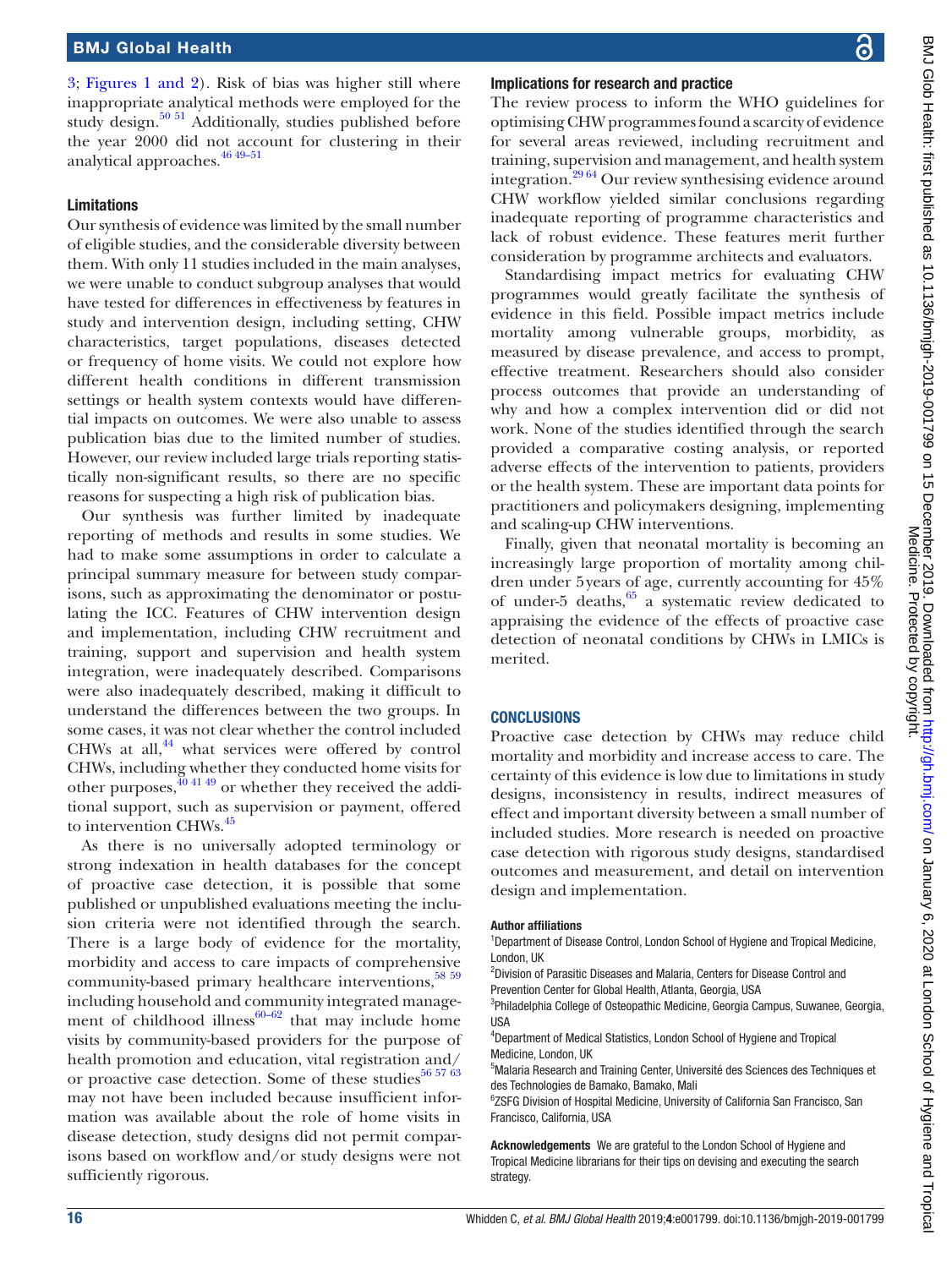3; Figures 1 and 2). Risk of bias was higher still where inappropriate analytical methods were employed for the study design.[50 51] Additionally, studies published before the year 2000 did not account for clustering in their analytical approaches.[46 49–51]

### Limitations

Our synthesis of evidence was limited by the small number of eligible studies, and the considerable diversity between them. With only 11 studies included in the main analyses, we were unable to conduct subgroup analyses that would have tested for differences in effectiveness by features in study and intervention design, including setting, CHW characteristics, target populations, diseases detected or frequency of home visits. We could not explore how different health conditions in different transmission settings or health system contexts would have differential impacts on outcomes. We were also unable to assess publication bias due to the limited number of studies. However, our review included large trials reporting statistically non-significant results, so there are no specific reasons for suspecting a high risk of publication bias.

Our synthesis was further limited by inadequate reporting of methods and results in some studies. We had to make some assumptions in order to calculate a principal summary measure for between study comparisons, such as approximating the denominator or postulating the ICC. Features of CHW intervention design and implementation, including CHW recruitment and training, support and supervision and health system integration, were inadequately described. Comparisons were also inadequately described, making it difficult to understand the differences between the two groups. In some cases, it was not clear whether the control included CHWs at all,[44] what services were offered by control CHWs, including whether they conducted home visits for other purposes,[40 41 49] or whether they received the additional support, such as supervision or payment, offered to intervention CHWs.[45]

As there is no universally adopted terminology or strong indexation in health databases for the concept of proactive case detection, it is possible that some published or unpublished evaluations meeting the inclusion criteria were not identified through the search. There is a large body of evidence for the mortality, morbidity and access to care impacts of comprehensive community-based primary healthcare interventions,[58 59] including household and community integrated management of childhood illness[60–62] that may include home visits by community-based providers for the purpose of health promotion and education, vital registration and/or proactive case detection. Some of these studies[56 57 63] may not have been included because insufficient information was available about the role of home visits in disease detection, study designs did not permit comparisons based on workflow and/or study designs were not sufficiently rigorous.

### Implications for research and practice

The review process to inform the WHO guidelines for optimising CHW programmes found a scarcity of evidence for several areas reviewed, including recruitment and training, supervision and management, and health system integration.[29 64] Our review synthesising evidence around CHW workflow yielded similar conclusions regarding inadequate reporting of programme characteristics and lack of robust evidence. These features merit further consideration by programme architects and evaluators.

Standardising impact metrics for evaluating CHW programmes would greatly facilitate the synthesis of evidence in this field. Possible impact metrics include mortality among vulnerable groups, morbidity, as measured by disease prevalence, and access to prompt, effective treatment. Researchers should also consider process outcomes that provide an understanding of why and how a complex intervention did or did not work. None of the studies identified through the search provided a comparative costing analysis, or reported adverse effects of the intervention to patients, providers or the health system. These are important data points for practitioners and policymakers designing, implementing and scaling-up CHW interventions.

Finally, given that neonatal mortality is becoming an increasingly large proportion of mortality among children under 5 years of age, currently accounting for 45% of under-5 deaths,[65] a systematic review dedicated to appraising the evidence of the effects of proactive case detection of neonatal conditions by CHWs in LMICs is merited.

## CONCLUSIONS

Proactive case detection by CHWs may reduce child mortality and morbidity and increase access to care. The certainty of this evidence is low due to limitations in study designs, inconsistency in results, indirect measures of effect and important diversity between a small number of included studies. More research is needed on proactive case detection with rigorous study designs, standardised outcomes and measurement, and detail on intervention design and implementation.

#### Author affiliations

[1]Department of Disease Control, London School of Hygiene and Tropical Medicine, London, UK
[2]Division of Parasitic Diseases and Malaria, Centers for Disease Control and Prevention Center for Global Health, Atlanta, Georgia, USA
[3]Philadelphia College of Osteopathic Medicine, Georgia Campus, Suwanee, Georgia, USA
[4]Department of Medical Statistics, London School of Hygiene and Tropical Medicine, London, UK
[5]Malaria Research and Training Center, Université des Sciences des Techniques et des Technologies de Bamako, Bamako, Mali
[6]ZSFG Division of Hospital Medicine, University of California San Francisco, San Francisco, California, USA

**Acknowledgements** We are grateful to the London School of Hygiene and Tropical Medicine librarians for their tips on devising and executing the search strategy.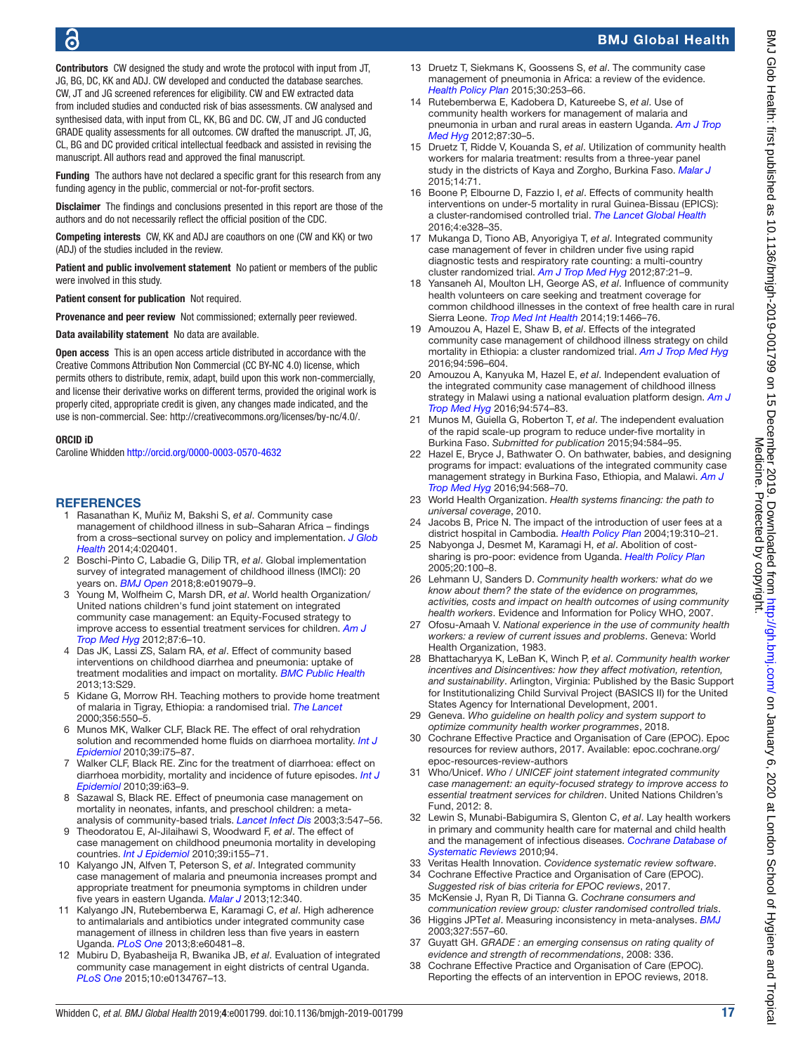**Contributors** CW designed the study and wrote the protocol with input from JT, JG, BG, DC, KK and ADJ. CW developed and conducted the database searches. CW, JT and JG screened references for eligibility. CW and EW extracted data from included studies and conducted risk of bias assessments. CW analysed and synthesised data, with input from CL, KK, BG and DC. CW, JT and JG conducted GRADE quality assessments for all outcomes. CW drafted the manuscript. JT, JG, CL, BG and DC provided critical intellectual feedback and assisted in revising the manuscript. All authors read and approved the final manuscript.

**Funding** The authors have not declared a specific grant for this research from any funding agency in the public, commercial or not-for-profit sectors.

**Disclaimer** The findings and conclusions presented in this report are those of the authors and do not necessarily reflect the official position of the CDC.

**Competing interests** CW, KK and ADJ are coauthors on one (CW and KK) or two (ADJ) of the studies included in the review.

**Patient and public involvement statement** No patient or members of the public were involved in this study.

**Patient consent for publication** Not required.

**Provenance and peer review** Not commissioned; externally peer reviewed.

**Data availability statement** No data are available.

**Open access** This is an open access article distributed in accordance with the Creative Commons Attribution Non Commercial (CC BY-NC 4.0) license, which permits others to distribute, remix, adapt, build upon this work non-commercially, and license their derivative works on different terms, provided the original work is properly cited, appropriate credit is given, any changes made indicated, and the use is non-commercial. See: http://creativecommons.org/licenses/by-nc/4.0/.

**ORCID iD**

Caroline Whidden http://orcid.org/0000-0003-0570-4632

## REFERENCES

1. Rasanathan K, Muñiz M, Bakshi S, *et al*. Community case management of childhood illness in sub–Saharan Africa – findings from a cross–sectional survey on policy and implementation. *J Glob Health* 2014;4:020401.
2. Boschi-Pinto C, Labadie G, Dilip TR, *et al*. Global implementation survey of integrated management of childhood illness (IMCI): 20 years on. *BMJ Open* 2018;8:e019079–9.
3. Young M, Wolfheim C, Marsh DR, *et al*. World health Organization/ United nations children's fund joint statement on integrated community case management: an Equity-Focused strategy to improve access to essential treatment services for children. *Am J Trop Med Hyg* 2012;87:6–10.
4. Das JK, Lassi ZS, Salam RA, *et al*. Effect of community based interventions on childhood diarrhea and pneumonia: uptake of treatment modalities and impact on mortality. *BMC Public Health* 2013;13:S29.
5. Kidane G, Morrow RH. Teaching mothers to provide home treatment of malaria in Tigray, Ethiopia: a randomised trial. *The Lancet* 2000;356:550–5.
6. Munos MK, Walker CLF, Black RE. The effect of oral rehydration solution and recommended home fluids on diarrhoea mortality. *Int J Epidemiol* 2010;39:i75–87.
7. Walker CLF, Black RE. Zinc for the treatment of diarrhoea: effect on diarrhoea morbidity, mortality and incidence of future episodes. *Int J Epidemiol* 2010;39:i63–9.
8. Sazawal S, Black RE. Effect of pneumonia case management on mortality in neonates, infants, and preschool children: a meta-analysis of community-based trials. *Lancet Infect Dis* 2003;3:547–56.
9. Theodoratou E, Al-Jilaihawi S, Woodward F, *et al*. The effect of case management on childhood pneumonia mortality in developing countries. *Int J Epidemiol* 2010;39:i155–71.
10. Kalyango JN, Alfven T, Peterson S, *et al*. Integrated community case management of malaria and pneumonia increases prompt and appropriate treatment for pneumonia symptoms in children under five years in eastern Uganda. *Malar J* 2013;12:340.
11. Kalyango JN, Rutebemberwa E, Karamagi C, *et al*. High adherence to antimalarials and antibiotics under integrated community case management of illness in children less than five years in eastern Uganda. *PLoS One* 2013;8:e60481–8.
12. Mubiru D, Byabasheija R, Bwanika JB, *et al*. Evaluation of integrated community case management in eight districts of central Uganda. *PLoS One* 2015;10:e0134767–13.
13. Druetz T, Siekmans K, Goossens S, *et al*. The community case management of pneumonia in Africa: a review of the evidence. *Health Policy Plan* 2015;30:253–66.
14. Rutebemberwa E, Kadobera D, Katureebe S, *et al*. Use of community health workers for management of malaria and pneumonia in urban and rural areas in eastern Uganda. *Am J Trop Med Hyg* 2012;87:30–5.
15. Druetz T, Ridde V, Kouanda S, *et al*. Utilization of community health workers for malaria treatment: results from a three-year panel study in the districts of Kaya and Zorgho, Burkina Faso. *Malar J* 2015;14:71.
16. Boone P, Elbourne D, Fazzio I, *et al*. Effects of community health interventions on under-5 mortality in rural Guinea-Bissau (EPICS): a cluster-randomised controlled trial. *The Lancet Global Health* 2016;4:e328–35.
17. Mukanga D, Tiono AB, Anyorigiya T, *et al*. Integrated community case management of fever in children under five using rapid diagnostic tests and respiratory rate counting: a multi-country cluster randomized trial. *Am J Trop Med Hyg* 2012;87:21–9.
18. Yansaneh AI, Moulton LH, George AS, *et al*. Influence of community health volunteers on care seeking and treatment coverage for common childhood illnesses in the context of free health care in rural Sierra Leone. *Trop Med Int Health* 2014;19:1466–76.
19. Amouzou A, Hazel E, Shaw B, *et al*. Effects of the integrated community case management of childhood illness strategy on child mortality in Ethiopia: a cluster randomized trial. *Am J Trop Med Hyg* 2016;94:596–604.
20. Amouzou A, Kanyuka M, Hazel E, *et al*. Independent evaluation of the integrated community case management of childhood illness strategy in Malawi using a national evaluation platform design. *Am J Trop Med Hyg* 2016;94:574–83.
21. Munos M, Guiella G, Roberton T, *et al*. The independent evaluation of the rapid scale-up program to reduce under-five mortality in Burkina Faso. *Submitted for publication* 2015;94:584–95.
22. Hazel E, Bryce J, Bathwater O. On bathwater, babies, and designing programs for impact: evaluations of the integrated community case management strategy in Burkina Faso, Ethiopia, and Malawi. *Am J Trop Med Hyg* 2016;94:568–70.
23. World Health Organization. *Health systems financing: the path to universal coverage*, 2010.
24. Jacobs B, Price N. The impact of the introduction of user fees at a district hospital in Cambodia. *Health Policy Plan* 2004;19:310–21.
25. Nabyonga J, Desmet M, Karamagi H, *et al*. Abolition of cost-sharing is pro-poor: evidence from Uganda. *Health Policy Plan* 2005;20:100–8.
26. Lehmann U, Sanders D. *Community health workers: what do we know about them? the state of the evidence on programmes, activities, costs and impact on health outcomes of using community health workers*. Evidence and Information for Policy WHO, 2007.
27. Ofosu-Amaah V. *National experience in the use of community health workers: a review of current issues and problems*. Geneva: World Health Organization, 1983.
28. Bhattacharyya K, LeBan K, Winch P, *et al*. *Community health worker incentives and Disincentives: how they affect motivation, retention, and sustainability*. Arlington, Virginia: Published by the Basic Support for Institutionalizing Child Survival Project (BASICS II) for the United States Agency for International Development, 2001.
29. Geneva. *Who guideline on health policy and system support to optimize community health worker programmes*, 2018.
30. Cochrane Effective Practice and Organisation of Care (EPOC). Epoc resources for review authors, 2017. Available: epoc.cochrane.org/epoc-resources-review-authors
31. Who/Unicef. *Who / UNICEF joint statement integrated community case management: an equity-focused strategy to improve access to essential treatment services for children*. United Nations Children's Fund, 2012: 8.
32. Lewin S, Munabi-Babigumira S, Glenton C, *et al*. Lay health workers in primary and community health care for maternal and child health and the management of infectious diseases. *Cochrane Database of Systematic Reviews* 2010;94.
33. Veritas Health Innovation. *Covidence systematic review software*.
34. Cochrane Effective Practice and Organisation of Care (EPOC). *Suggested risk of bias criteria for EPOC reviews*, 2017.
35. McKensie J, Ryan R, Di Tianna G. *Cochrane consumers and communication review group: cluster randomised controlled trials*.
36. Higgins JPT*et al*. Measuring inconsistency in meta-analyses. *BMJ* 2003;327:557–60.
37. Guyatt GH. *GRADE : an emerging consensus on rating quality of evidence and strength of recommendations*, 2008: 336.
38. Cochrane Effective Practice and Organisation of Care (EPOC). Reporting the effects of an intervention in EPOC reviews, 2018.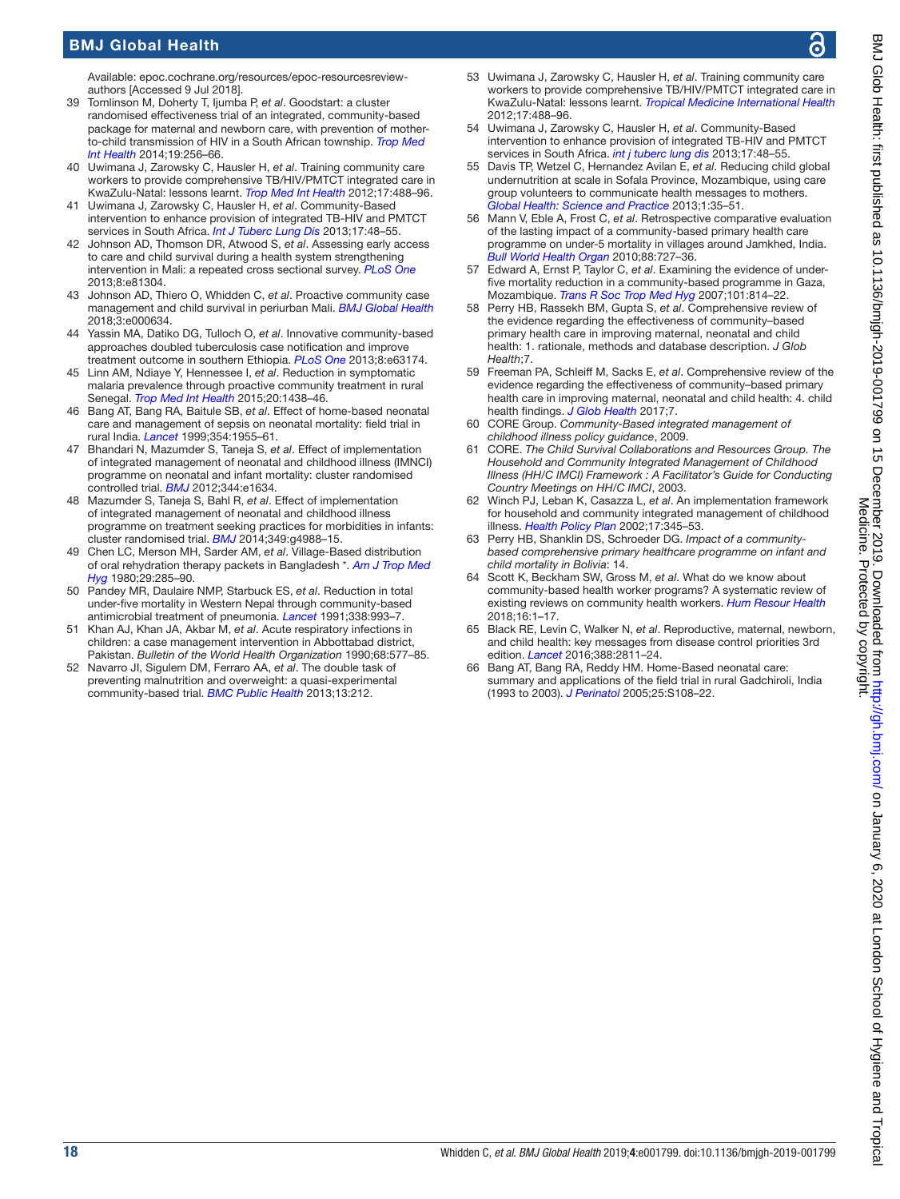Available: epoc.cochrane.org/resources/epoc-resourcesreview-authors [Accessed 9 Jul 2018].

39. Tomlinson M, Doherty T, Ijumba P, *et al*. Goodstart: a cluster randomised effectiveness trial of an integrated, community-based package for maternal and newborn care, with prevention of mother-to-child transmission of HIV in a South African township. *Trop Med Int Health* 2014;19:256–66.
40. Uwimana J, Zarowsky C, Hausler H, *et al*. Training community care workers to provide comprehensive TB/HIV/PMTCT integrated care in KwaZulu-Natal: lessons learnt. *Trop Med Int Health* 2012;17:488–96.
41. Uwimana J, Zarowsky C, Hausler H, *et al*. Community-Based intervention to enhance provision of integrated TB-HIV and PMTCT services in South Africa. *Int J Tuberc Lung Dis* 2013;17:48–55.
42. Johnson AD, Thomson DR, Atwood S, *et al*. Assessing early access to care and child survival during a health system strengthening intervention in Mali: a repeated cross sectional survey. *PLoS One* 2013;8:e81304.
43. Johnson AD, Thiero O, Whidden C, *et al*. Proactive community case management and child survival in periurban Mali. *BMJ Global Health* 2018;3:e000634.
44. Yassin MA, Datiko DG, Tulloch O, *et al*. Innovative community-based approaches doubled tuberculosis case notification and improve treatment outcome in southern Ethiopia. *PLoS One* 2013;8:e63174.
45. Linn AM, Ndiaye Y, Hennessee I, *et al*. Reduction in symptomatic malaria prevalence through proactive community treatment in rural Senegal. *Trop Med Int Health* 2015;20:1438–46.
46. Bang AT, Bang RA, Baitule SB, *et al*. Effect of home-based neonatal care and management of sepsis on neonatal mortality: field trial in rural India. *Lancet* 1999;354:1955–61.
47. Bhandari N, Mazumder S, Taneja S, *et al*. Effect of implementation of integrated management of neonatal and childhood illness (IMNCI) programme on neonatal and infant mortality: cluster randomised controlled trial. *BMJ* 2012;344:e1634.
48. Mazumder S, Taneja S, Bahl R, *et al*. Effect of implementation of integrated management of neonatal and childhood illness programme on treatment seeking practices for morbidities in infants: cluster randomised trial. *BMJ* 2014;349:g4988–15.
49. Chen LC, Merson MH, Sarder AM, *et al*. Village-Based distribution of oral rehydration therapy packets in Bangladesh *. *Am J Trop Med Hyg* 1980;29:285–90.
50. Pandey MR, Daulaire NMP, Starbuck ES, *et al*. Reduction in total under-five mortality in Western Nepal through community-based antimicrobial treatment of pneumonia. *Lancet* 1991;338:993–7.
51. Khan AJ, Khan JA, Akbar M, *et al*. Acute respiratory infections in children: a case management intervention in Abbottabad district, Pakistan. *Bulletin of the World Health Organization* 1990;68:577–85.
52. Navarro JI, Sigulem DM, Ferraro AA, *et al*. The double task of preventing malnutrition and overweight: a quasi-experimental community-based trial. *BMC Public Health* 2013;13:212.
53. Uwimana J, Zarowsky C, Hausler H, *et al*. Training community care workers to provide comprehensive TB/HIV/PMTCT integrated care in KwaZulu-Natal: lessons learnt. *Tropical Medicine International Health* 2012;17:488–96.
54. Uwimana J, Zarowsky C, Hausler H, *et al*. Community-Based intervention to enhance provision of integrated TB-HIV and PMTCT services in South Africa. *int j tuberc lung dis* 2013;17:48–55.
55. Davis TP, Wetzel C, Hernandez Avilan E, *et al*. Reducing child global undernutrition at scale in Sofala Province, Mozambique, using care group volunteers to communicate health messages to mothers. *Global Health: Science and Practice* 2013;1:35–51.
56. Mann V, Eble A, Frost C, *et al*. Retrospective comparative evaluation of the lasting impact of a community-based primary health care programme on under-5 mortality in villages around Jamkhed, India. *Bull World Health Organ* 2010;88:727–36.
57. Edward A, Ernst P, Taylor C, *et al*. Examining the evidence of under-five mortality reduction in a community-based programme in Gaza, Mozambique. *Trans R Soc Trop Med Hyg* 2007;101:814–22.
58. Perry HB, Rassekh BM, Gupta S, *et al*. Comprehensive review of the evidence regarding the effectiveness of community–based primary health care in improving maternal, neonatal and child health: 1. rationale, methods and database description. *J Glob Health*;7.
59. Freeman PA, Schleiff M, Sacks E, *et al*. Comprehensive review of the evidence regarding the effectiveness of community–based primary health care in improving maternal, neonatal and child health: 4. child health findings. *J Glob Health* 2017;7.
60. CORE Group. *Community-Based integrated management of childhood illness policy guidance*, 2009.
61. CORE. *The Child Survival Collaborations and Resources Group. The Household and Community Integrated Management of Childhood Illness (HH/C IMCI) Framework : A Facilitator's Guide for Conducting Country Meetings on HH/C IMCI*, 2003.
62. Winch PJ, Leban K, Casazza L, *et al*. An implementation framework for household and community integrated management of childhood illness. *Health Policy Plan* 2002;17:345–53.
63. Perry HB, Shanklin DS, Schroeder DG. *Impact of a community-based comprehensive primary healthcare programme on infant and child mortality in Bolivia*: 14.
64. Scott K, Beckham SW, Gross M, *et al*. What do we know about community-based health worker programs? A systematic review of existing reviews on community health workers. *Hum Resour Health* 2018;16:1–17.
65. Black RE, Levin C, Walker N, *et al*. Reproductive, maternal, newborn, and child health: key messages from disease control priorities 3rd edition. *Lancet* 2016;388:2811–24.
66. Bang AT, Bang RA, Reddy HM. Home-Based neonatal care: summary and applications of the field trial in rural Gadchiroli, India (1993 to 2003). *J Perinatol* 2005;25:S108–22.